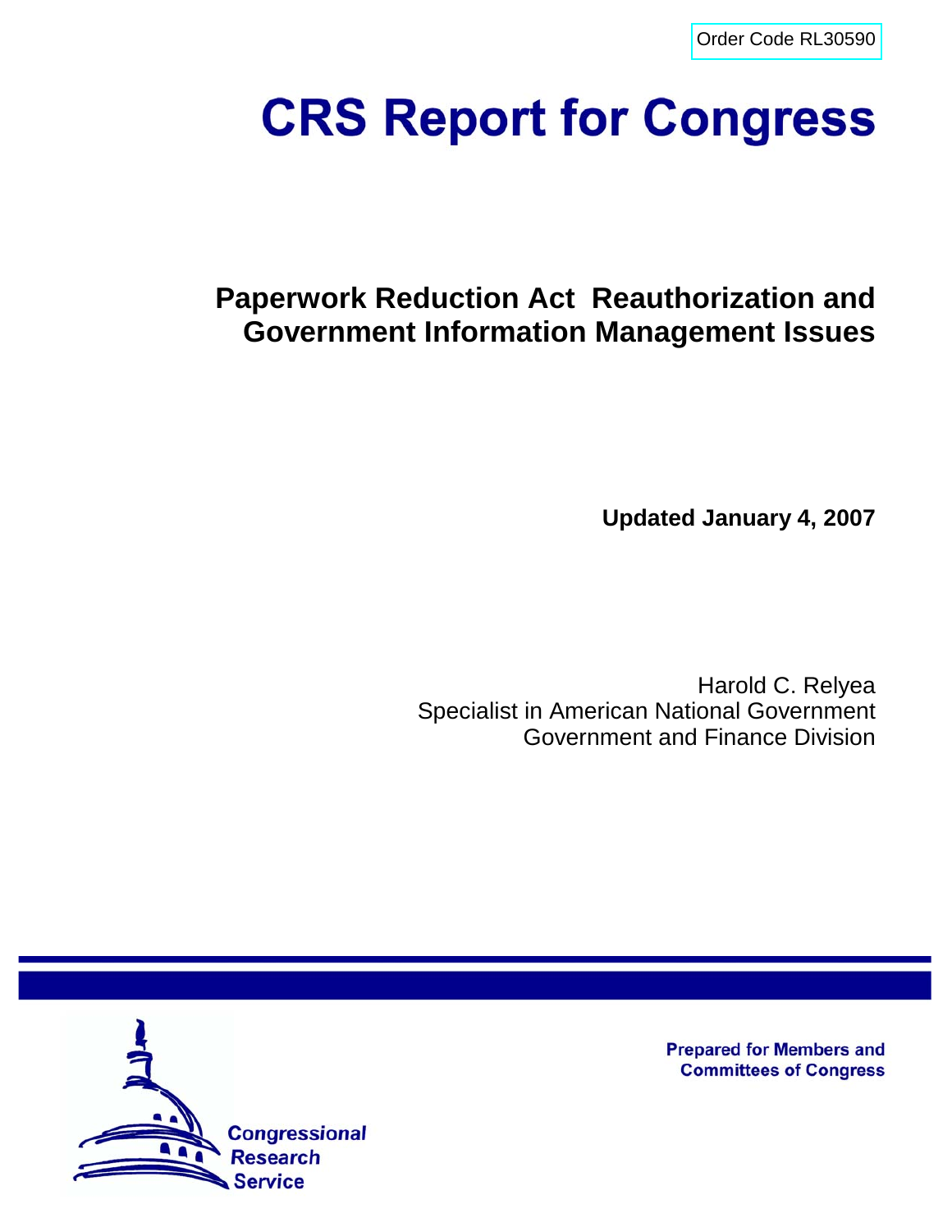Order Code RL30590

# CRS Report for Congress

## Paperwork Reduction Act Reauthorization and Government Information Management Issues

**Updated January 4, 2007**

Harold C. Relyea
Specialist in American National Government
Government and Finance Division

Prepared for Members and Committees of Congress

Congressional Research Service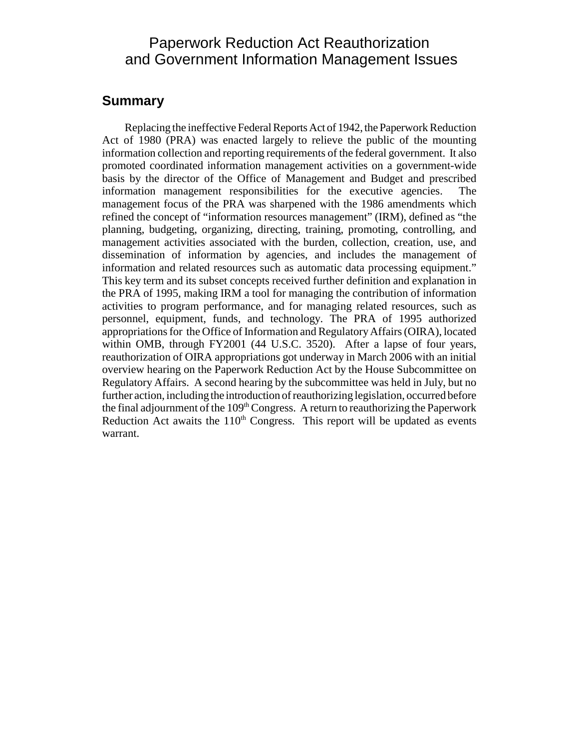# Paperwork Reduction Act Reauthorization and Government Information Management Issues

## Summary

Replacing the ineffective Federal Reports Act of 1942, the Paperwork Reduction Act of 1980 (PRA) was enacted largely to relieve the public of the mounting information collection and reporting requirements of the federal government. It also promoted coordinated information management activities on a government-wide basis by the director of the Office of Management and Budget and prescribed information management responsibilities for the executive agencies. The management focus of the PRA was sharpened with the 1986 amendments which refined the concept of "information resources management" (IRM), defined as "the planning, budgeting, organizing, directing, training, promoting, controlling, and management activities associated with the burden, collection, creation, use, and dissemination of information by agencies, and includes the management of information and related resources such as automatic data processing equipment." This key term and its subset concepts received further definition and explanation in the PRA of 1995, making IRM a tool for managing the contribution of information activities to program performance, and for managing related resources, such as personnel, equipment, funds, and technology. The PRA of 1995 authorized appropriations for the Office of Information and Regulatory Affairs (OIRA), located within OMB, through FY2001 (44 U.S.C. 3520). After a lapse of four years, reauthorization of OIRA appropriations got underway in March 2006 with an initial overview hearing on the Paperwork Reduction Act by the House Subcommittee on Regulatory Affairs. A second hearing by the subcommittee was held in July, but no further action, including the introduction of reauthorizing legislation, occurred before the final adjournment of the 109th Congress. A return to reauthorizing the Paperwork Reduction Act awaits the 110th Congress. This report will be updated as events warrant.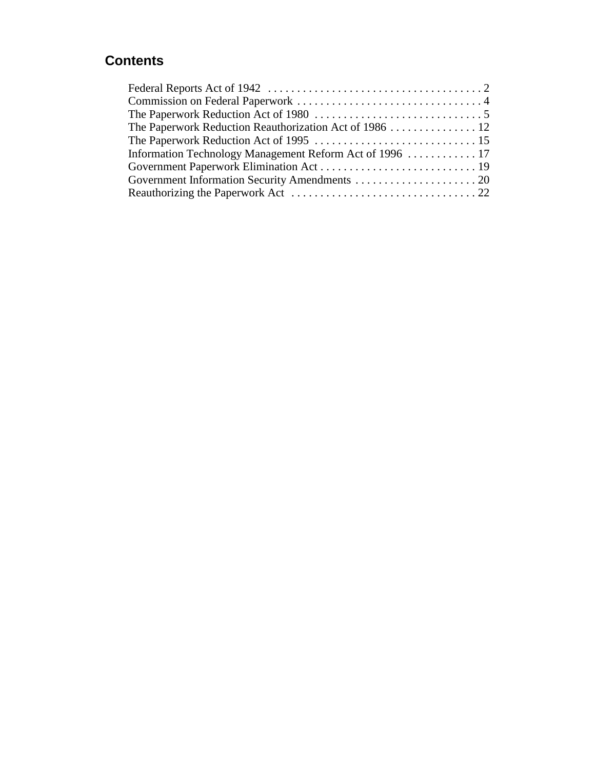## Contents

Federal Reports Act of 1942 . . . . . . . . . . . . . . . . . . . . . . . . . . . . . . . . . . . . . . 2
Commission on Federal Paperwork . . . . . . . . . . . . . . . . . . . . . . . . . . . . . . . . . 4
The Paperwork Reduction Act of 1980 . . . . . . . . . . . . . . . . . . . . . . . . . . . . . . 5
The Paperwork Reduction Reauthorization Act of 1986 . . . . . . . . . . . . . . . 12
The Paperwork Reduction Act of 1995 . . . . . . . . . . . . . . . . . . . . . . . . . . . . 15
Information Technology Management Reform Act of 1996 . . . . . . . . . . . . 17
Government Paperwork Elimination Act . . . . . . . . . . . . . . . . . . . . . . . . . . . 19
Government Information Security Amendments . . . . . . . . . . . . . . . . . . . . . 20
Reauthorizing the Paperwork Act . . . . . . . . . . . . . . . . . . . . . . . . . . . . . . . . 22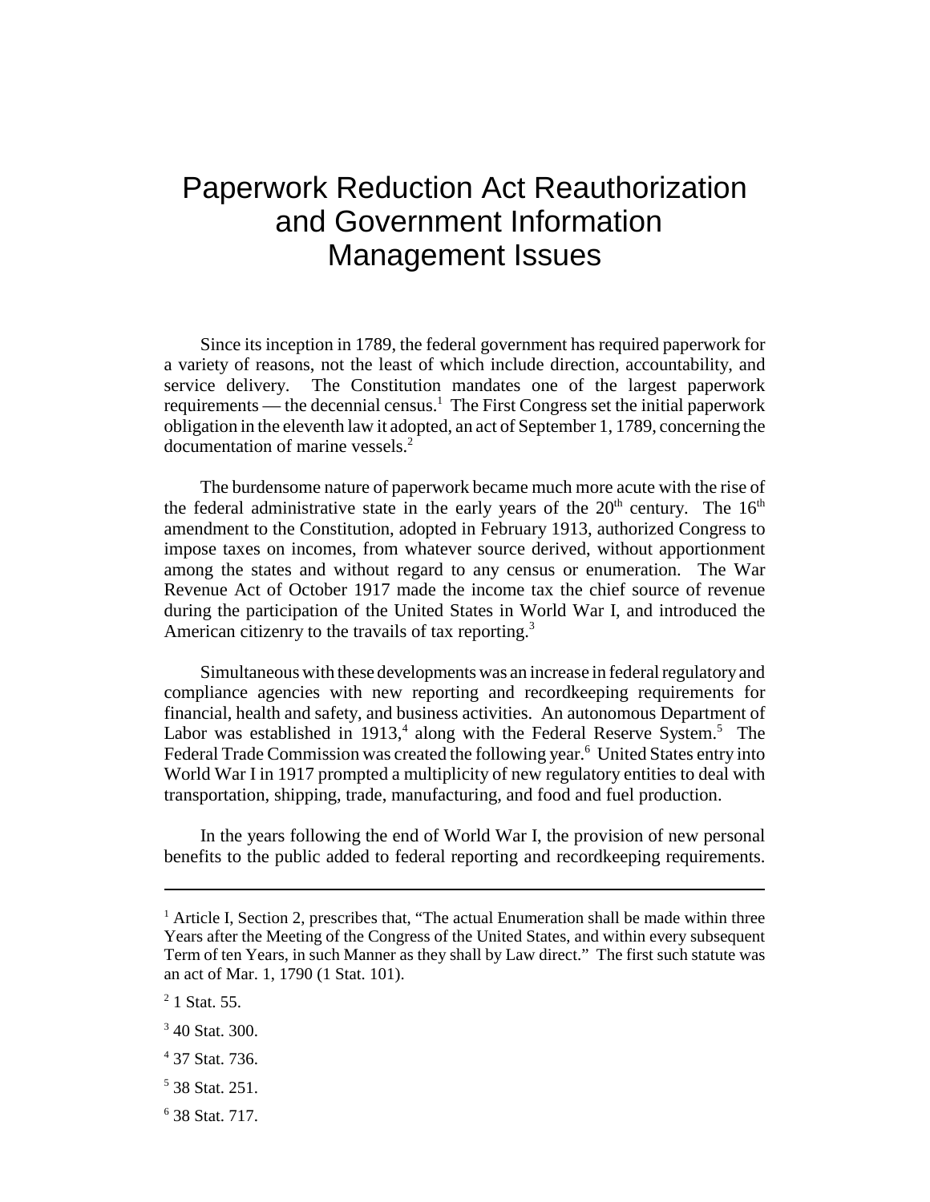# Paperwork Reduction Act Reauthorization and Government Information Management Issues

Since its inception in 1789, the federal government has required paperwork for a variety of reasons, not the least of which include direction, accountability, and service delivery. The Constitution mandates one of the largest paperwork requirements — the decennial census.[1] The First Congress set the initial paperwork obligation in the eleventh law it adopted, an act of September 1, 1789, concerning the documentation of marine vessels.[2]

The burdensome nature of paperwork became much more acute with the rise of the federal administrative state in the early years of the 20th century. The 16th amendment to the Constitution, adopted in February 1913, authorized Congress to impose taxes on incomes, from whatever source derived, without apportionment among the states and without regard to any census or enumeration. The War Revenue Act of October 1917 made the income tax the chief source of revenue during the participation of the United States in World War I, and introduced the American citizenry to the travails of tax reporting.[3]

Simultaneous with these developments was an increase in federal regulatory and compliance agencies with new reporting and recordkeeping requirements for financial, health and safety, and business activities. An autonomous Department of Labor was established in 1913,[4] along with the Federal Reserve System.[5] The Federal Trade Commission was created the following year.[6] United States entry into World War I in 1917 prompted a multiplicity of new regulatory entities to deal with transportation, shipping, trade, manufacturing, and food and fuel production.

In the years following the end of World War I, the provision of new personal benefits to the public added to federal reporting and recordkeeping requirements.

---

[1] Article I, Section 2, prescribes that, "The actual Enumeration shall be made within three Years after the Meeting of the Congress of the United States, and within every subsequent Term of ten Years, in such Manner as they shall by Law direct." The first such statute was an act of Mar. 1, 1790 (1 Stat. 101).

[2] 1 Stat. 55.

[3] 40 Stat. 300.

[4] 37 Stat. 736.

[5] 38 Stat. 251.

[6] 38 Stat. 717.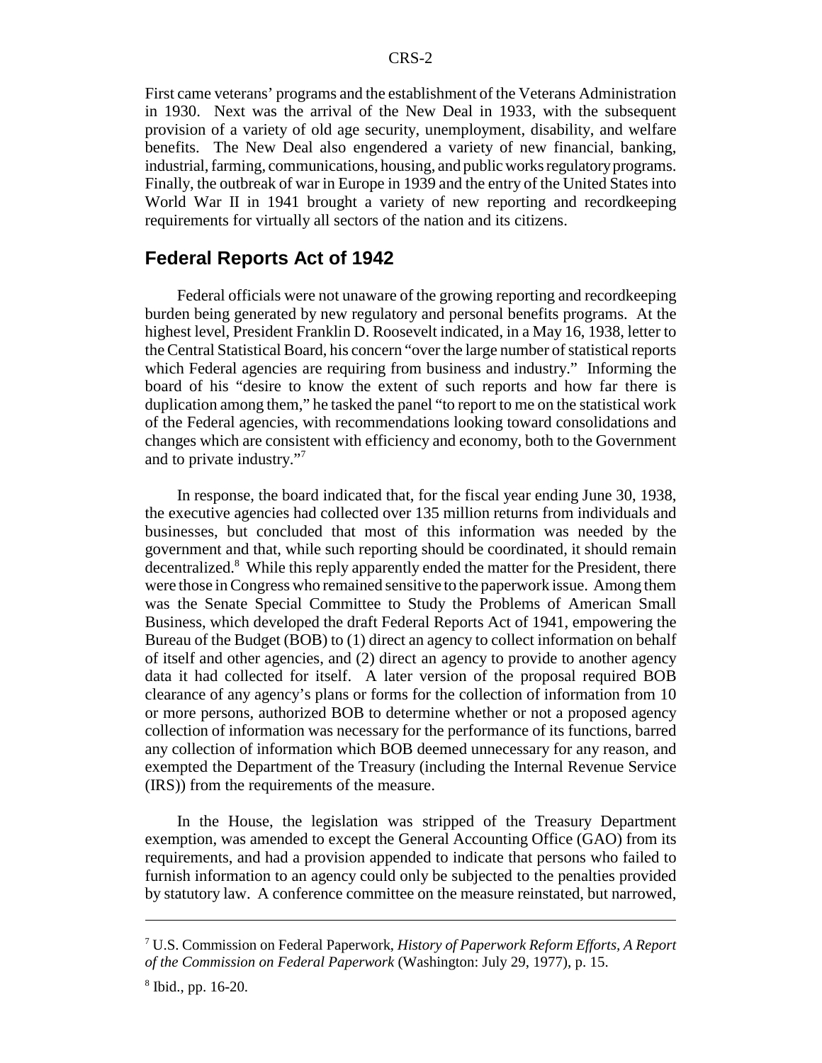First came veterans' programs and the establishment of the Veterans Administration in 1930. Next was the arrival of the New Deal in 1933, with the subsequent provision of a variety of old age security, unemployment, disability, and welfare benefits. The New Deal also engendered a variety of new financial, banking, industrial, farming, communications, housing, and public works regulatory programs. Finally, the outbreak of war in Europe in 1939 and the entry of the United States into World War II in 1941 brought a variety of new reporting and recordkeeping requirements for virtually all sectors of the nation and its citizens.

## Federal Reports Act of 1942

Federal officials were not unaware of the growing reporting and recordkeeping burden being generated by new regulatory and personal benefits programs. At the highest level, President Franklin D. Roosevelt indicated, in a May 16, 1938, letter to the Central Statistical Board, his concern "over the large number of statistical reports which Federal agencies are requiring from business and industry." Informing the board of his "desire to know the extent of such reports and how far there is duplication among them," he tasked the panel "to report to me on the statistical work of the Federal agencies, with recommendations looking toward consolidations and changes which are consistent with efficiency and economy, both to the Government and to private industry."[7]

In response, the board indicated that, for the fiscal year ending June 30, 1938, the executive agencies had collected over 135 million returns from individuals and businesses, but concluded that most of this information was needed by the government and that, while such reporting should be coordinated, it should remain decentralized.[8] While this reply apparently ended the matter for the President, there were those in Congress who remained sensitive to the paperwork issue. Among them was the Senate Special Committee to Study the Problems of American Small Business, which developed the draft Federal Reports Act of 1941, empowering the Bureau of the Budget (BOB) to (1) direct an agency to collect information on behalf of itself and other agencies, and (2) direct an agency to provide to another agency data it had collected for itself. A later version of the proposal required BOB clearance of any agency's plans or forms for the collection of information from 10 or more persons, authorized BOB to determine whether or not a proposed agency collection of information was necessary for the performance of its functions, barred any collection of information which BOB deemed unnecessary for any reason, and exempted the Department of the Treasury (including the Internal Revenue Service (IRS)) from the requirements of the measure.

In the House, the legislation was stripped of the Treasury Department exemption, was amended to except the General Accounting Office (GAO) from its requirements, and had a provision appended to indicate that persons who failed to furnish information to an agency could only be subjected to the penalties provided by statutory law. A conference committee on the measure reinstated, but narrowed,

---

[7] U.S. Commission on Federal Paperwork, *History of Paperwork Reform Efforts, A Report of the Commission on Federal Paperwork* (Washington: July 29, 1977), p. 15.

[8] Ibid., pp. 16-20.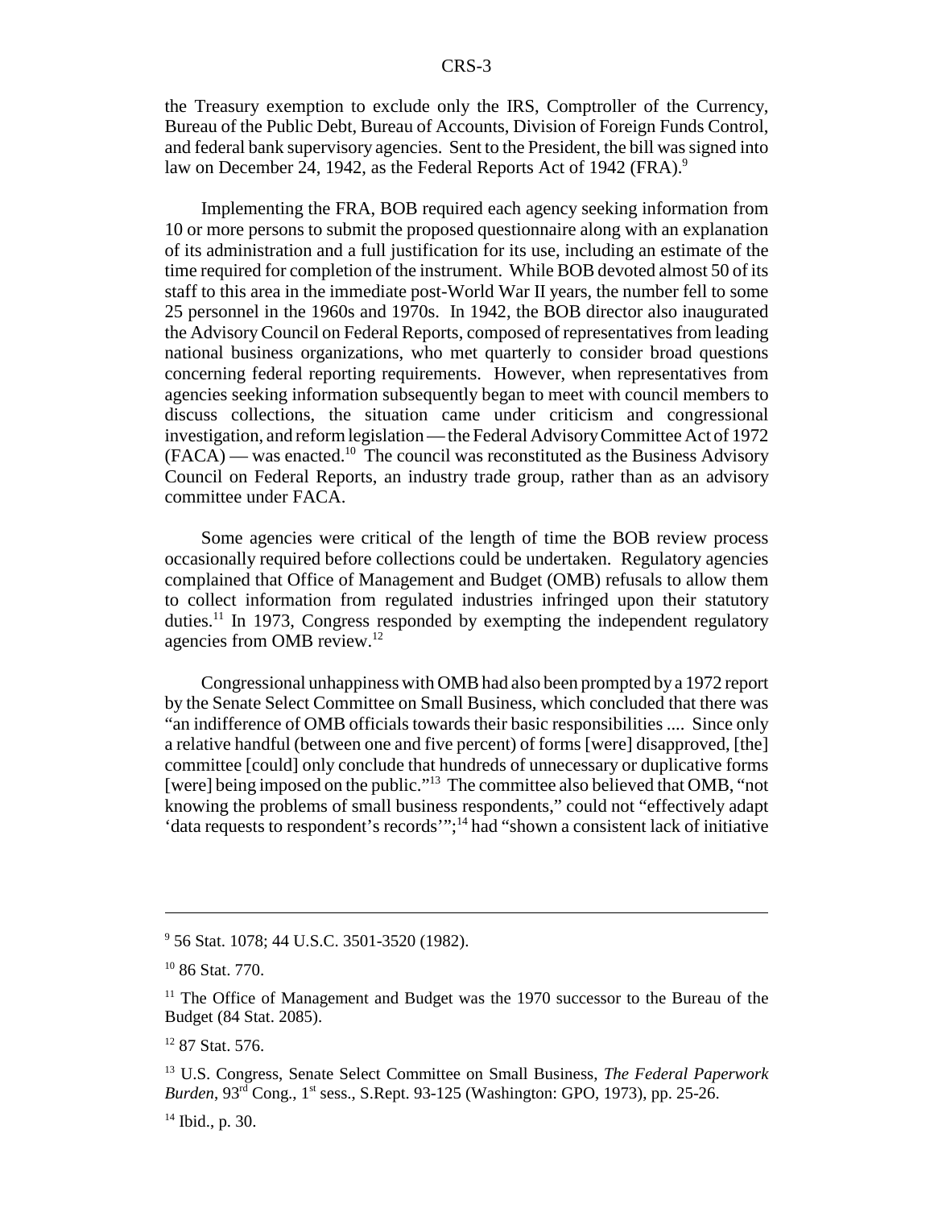the Treasury exemption to exclude only the IRS, Comptroller of the Currency, Bureau of the Public Debt, Bureau of Accounts, Division of Foreign Funds Control, and federal bank supervisory agencies. Sent to the President, the bill was signed into law on December 24, 1942, as the Federal Reports Act of 1942 (FRA).[9]

Implementing the FRA, BOB required each agency seeking information from 10 or more persons to submit the proposed questionnaire along with an explanation of its administration and a full justification for its use, including an estimate of the time required for completion of the instrument. While BOB devoted almost 50 of its staff to this area in the immediate post-World War II years, the number fell to some 25 personnel in the 1960s and 1970s. In 1942, the BOB director also inaugurated the Advisory Council on Federal Reports, composed of representatives from leading national business organizations, who met quarterly to consider broad questions concerning federal reporting requirements. However, when representatives from agencies seeking information subsequently began to meet with council members to discuss collections, the situation came under criticism and congressional investigation, and reform legislation — the Federal Advisory Committee Act of 1972 (FACA) — was enacted.[10] The council was reconstituted as the Business Advisory Council on Federal Reports, an industry trade group, rather than as an advisory committee under FACA.

Some agencies were critical of the length of time the BOB review process occasionally required before collections could be undertaken. Regulatory agencies complained that Office of Management and Budget (OMB) refusals to allow them to collect information from regulated industries infringed upon their statutory duties.[11] In 1973, Congress responded by exempting the independent regulatory agencies from OMB review.[12]

Congressional unhappiness with OMB had also been prompted by a 1972 report by the Senate Select Committee on Small Business, which concluded that there was "an indifference of OMB officials towards their basic responsibilities .... Since only a relative handful (between one and five percent) of forms [were] disapproved, [the] committee [could] only conclude that hundreds of unnecessary or duplicative forms [were] being imposed on the public."[13] The committee also believed that OMB, "not knowing the problems of small business respondents," could not "effectively adapt 'data requests to respondent's records'";[14] had "shown a consistent lack of initiative

---

[9] 56 Stat. 1078; 44 U.S.C. 3501-3520 (1982).

[10] 86 Stat. 770.

[11] The Office of Management and Budget was the 1970 successor to the Bureau of the Budget (84 Stat. 2085).

[12] 87 Stat. 576.

[13] U.S. Congress, Senate Select Committee on Small Business, *The Federal Paperwork Burden*, 93rd Cong., 1st sess., S.Rept. 93-125 (Washington: GPO, 1973), pp. 25-26.

[14] Ibid., p. 30.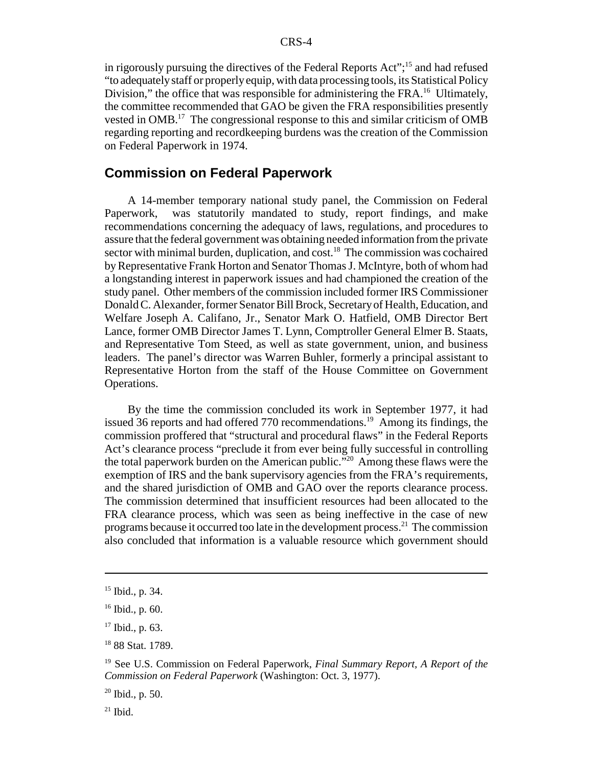in rigorously pursuing the directives of the Federal Reports Act";[15] and had refused "to adequately staff or properly equip, with data processing tools, its Statistical Policy Division," the office that was responsible for administering the FRA.[16] Ultimately, the committee recommended that GAO be given the FRA responsibilities presently vested in OMB.[17] The congressional response to this and similar criticism of OMB regarding reporting and recordkeeping burdens was the creation of the Commission on Federal Paperwork in 1974.

## Commission on Federal Paperwork

A 14-member temporary national study panel, the Commission on Federal Paperwork, was statutorily mandated to study, report findings, and make recommendations concerning the adequacy of laws, regulations, and procedures to assure that the federal government was obtaining needed information from the private sector with minimal burden, duplication, and cost.[18] The commission was cochaired by Representative Frank Horton and Senator Thomas J. McIntyre, both of whom had a longstanding interest in paperwork issues and had championed the creation of the study panel. Other members of the commission included former IRS Commissioner Donald C. Alexander, former Senator Bill Brock, Secretary of Health, Education, and Welfare Joseph A. Califano, Jr., Senator Mark O. Hatfield, OMB Director Bert Lance, former OMB Director James T. Lynn, Comptroller General Elmer B. Staats, and Representative Tom Steed, as well as state government, union, and business leaders. The panel's director was Warren Buhler, formerly a principal assistant to Representative Horton from the staff of the House Committee on Government Operations.

By the time the commission concluded its work in September 1977, it had issued 36 reports and had offered 770 recommendations.[19] Among its findings, the commission proffered that "structural and procedural flaws" in the Federal Reports Act's clearance process "preclude it from ever being fully successful in controlling the total paperwork burden on the American public."[20] Among these flaws were the exemption of IRS and the bank supervisory agencies from the FRA's requirements, and the shared jurisdiction of OMB and GAO over the reports clearance process. The commission determined that insufficient resources had been allocated to the FRA clearance process, which was seen as being ineffective in the case of new programs because it occurred too late in the development process.[21] The commission also concluded that information is a valuable resource which government should

---

[15] Ibid., p. 34.

[16] Ibid., p. 60.

[17] Ibid., p. 63.

[18] 88 Stat. 1789.

[19] See U.S. Commission on Federal Paperwork, *Final Summary Report, A Report of the Commission on Federal Paperwork* (Washington: Oct. 3, 1977).

[20] Ibid., p. 50.

[21] Ibid.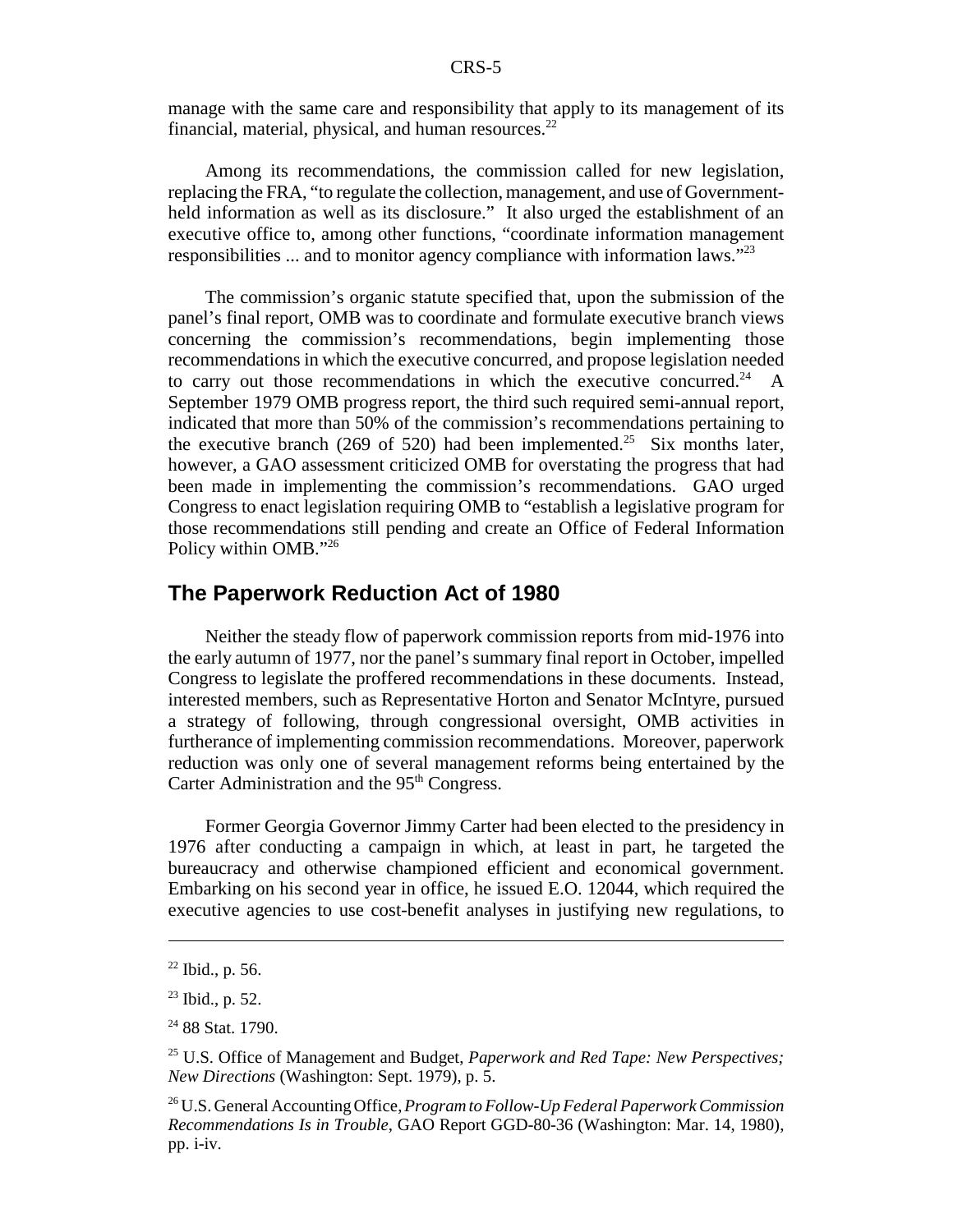manage with the same care and responsibility that apply to its management of its financial, material, physical, and human resources.[22]

Among its recommendations, the commission called for new legislation, replacing the FRA, "to regulate the collection, management, and use of Government-held information as well as its disclosure." It also urged the establishment of an executive office to, among other functions, "coordinate information management responsibilities ... and to monitor agency compliance with information laws."[23]

The commission's organic statute specified that, upon the submission of the panel's final report, OMB was to coordinate and formulate executive branch views concerning the commission's recommendations, begin implementing those recommendations in which the executive concurred, and propose legislation needed to carry out those recommendations in which the executive concurred.[24] A September 1979 OMB progress report, the third such required semi-annual report, indicated that more than 50% of the commission's recommendations pertaining to the executive branch (269 of 520) had been implemented.[25] Six months later, however, a GAO assessment criticized OMB for overstating the progress that had been made in implementing the commission's recommendations. GAO urged Congress to enact legislation requiring OMB to "establish a legislative program for those recommendations still pending and create an Office of Federal Information Policy within OMB."[26]

## The Paperwork Reduction Act of 1980

Neither the steady flow of paperwork commission reports from mid-1976 into the early autumn of 1977, nor the panel's summary final report in October, impelled Congress to legislate the proffered recommendations in these documents. Instead, interested members, such as Representative Horton and Senator McIntyre, pursued a strategy of following, through congressional oversight, OMB activities in furtherance of implementing commission recommendations. Moreover, paperwork reduction was only one of several management reforms being entertained by the Carter Administration and the 95th Congress.

Former Georgia Governor Jimmy Carter had been elected to the presidency in 1976 after conducting a campaign in which, at least in part, he targeted the bureaucracy and otherwise championed efficient and economical government. Embarking on his second year in office, he issued E.O. 12044, which required the executive agencies to use cost-benefit analyses in justifying new regulations, to

---

[22] Ibid., p. 56.

[23] Ibid., p. 52.

[24] 88 Stat. 1790.

[25] U.S. Office of Management and Budget, *Paperwork and Red Tape: New Perspectives; New Directions* (Washington: Sept. 1979), p. 5.

[26] U.S. General Accounting Office, *Program to Follow-Up Federal Paperwork Commission Recommendations Is in Trouble*, GAO Report GGD-80-36 (Washington: Mar. 14, 1980), pp. i-iv.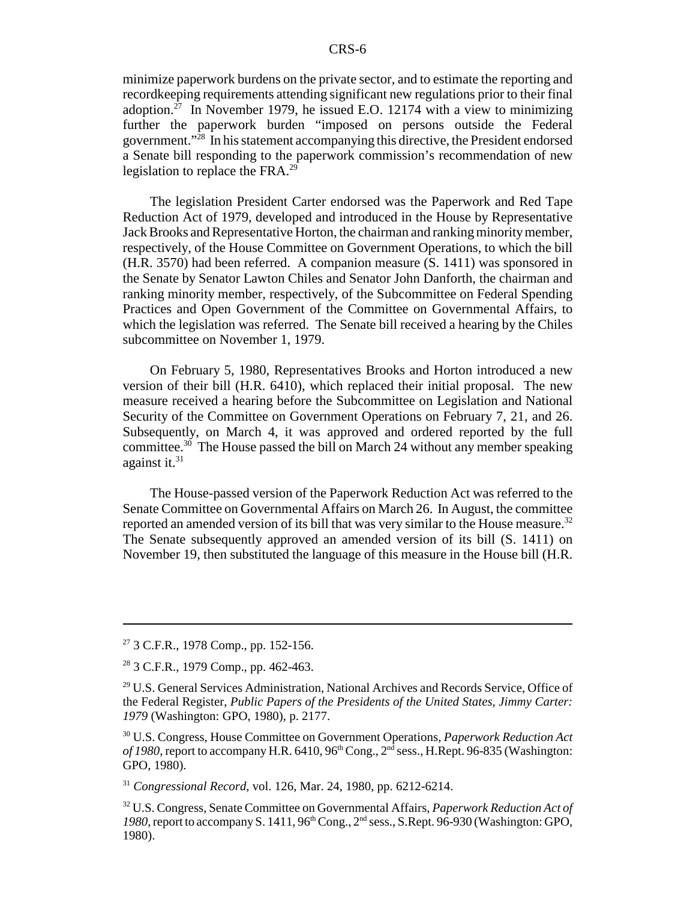minimize paperwork burdens on the private sector, and to estimate the reporting and recordkeeping requirements attending significant new regulations prior to their final adoption.[27] In November 1979, he issued E.O. 12174 with a view to minimizing further the paperwork burden "imposed on persons outside the Federal government."[28] In his statement accompanying this directive, the President endorsed a Senate bill responding to the paperwork commission's recommendation of new legislation to replace the FRA.[29]

The legislation President Carter endorsed was the Paperwork and Red Tape Reduction Act of 1979, developed and introduced in the House by Representative Jack Brooks and Representative Horton, the chairman and ranking minority member, respectively, of the House Committee on Government Operations, to which the bill (H.R. 3570) had been referred. A companion measure (S. 1411) was sponsored in the Senate by Senator Lawton Chiles and Senator John Danforth, the chairman and ranking minority member, respectively, of the Subcommittee on Federal Spending Practices and Open Government of the Committee on Governmental Affairs, to which the legislation was referred. The Senate bill received a hearing by the Chiles subcommittee on November 1, 1979.

On February 5, 1980, Representatives Brooks and Horton introduced a new version of their bill (H.R. 6410), which replaced their initial proposal. The new measure received a hearing before the Subcommittee on Legislation and National Security of the Committee on Government Operations on February 7, 21, and 26. Subsequently, on March 4, it was approved and ordered reported by the full committee.[30] The House passed the bill on March 24 without any member speaking against it.[31]

The House-passed version of the Paperwork Reduction Act was referred to the Senate Committee on Governmental Affairs on March 26. In August, the committee reported an amended version of its bill that was very similar to the House measure.[32] The Senate subsequently approved an amended version of its bill (S. 1411) on November 19, then substituted the language of this measure in the House bill (H.R.

---

[27] 3 C.F.R., 1978 Comp., pp. 152-156.

[28] 3 C.F.R., 1979 Comp., pp. 462-463.

[29] U.S. General Services Administration, National Archives and Records Service, Office of the Federal Register, *Public Papers of the Presidents of the United States, Jimmy Carter: 1979* (Washington: GPO, 1980), p. 2177.

[30] U.S. Congress, House Committee on Government Operations, *Paperwork Reduction Act of 1980*, report to accompany H.R. 6410, 96th Cong., 2nd sess., H.Rept. 96-835 (Washington: GPO, 1980).

[31] *Congressional Record*, vol. 126, Mar. 24, 1980, pp. 6212-6214.

[32] U.S. Congress, Senate Committee on Governmental Affairs, *Paperwork Reduction Act of 1980*, report to accompany S. 1411, 96th Cong., 2nd sess., S.Rept. 96-930 (Washington: GPO, 1980).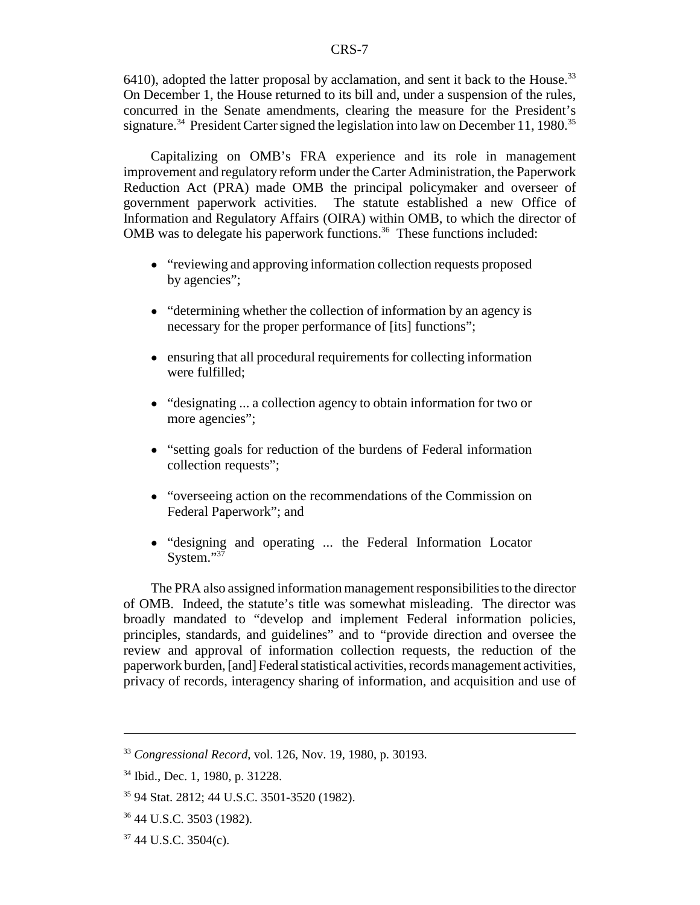6410), adopted the latter proposal by acclamation, and sent it back to the House.[33] On December 1, the House returned to its bill and, under a suspension of the rules, concurred in the Senate amendments, clearing the measure for the President's signature.[34] President Carter signed the legislation into law on December 11, 1980.[35]

Capitalizing on OMB's FRA experience and its role in management improvement and regulatory reform under the Carter Administration, the Paperwork Reduction Act (PRA) made OMB the principal policymaker and overseer of government paperwork activities. The statute established a new Office of Information and Regulatory Affairs (OIRA) within OMB, to which the director of OMB was to delegate his paperwork functions.[36] These functions included:

- "reviewing and approving information collection requests proposed by agencies";
- "determining whether the collection of information by an agency is necessary for the proper performance of [its] functions";
- ensuring that all procedural requirements for collecting information were fulfilled;
- "designating ... a collection agency to obtain information for two or more agencies";
- "setting goals for reduction of the burdens of Federal information collection requests";
- "overseeing action on the recommendations of the Commission on Federal Paperwork"; and
- "designing and operating ... the Federal Information Locator System."[37]

The PRA also assigned information management responsibilities to the director of OMB. Indeed, the statute's title was somewhat misleading. The director was broadly mandated to "develop and implement Federal information policies, principles, standards, and guidelines" and to "provide direction and oversee the review and approval of information collection requests, the reduction of the paperwork burden, [and] Federal statistical activities, records management activities, privacy of records, interagency sharing of information, and acquisition and use of

---

[33] *Congressional Record*, vol. 126, Nov. 19, 1980, p. 30193.

[34] Ibid., Dec. 1, 1980, p. 31228.

[35] 94 Stat. 2812; 44 U.S.C. 3501-3520 (1982).

[36] 44 U.S.C. 3503 (1982).

[37] 44 U.S.C. 3504(c).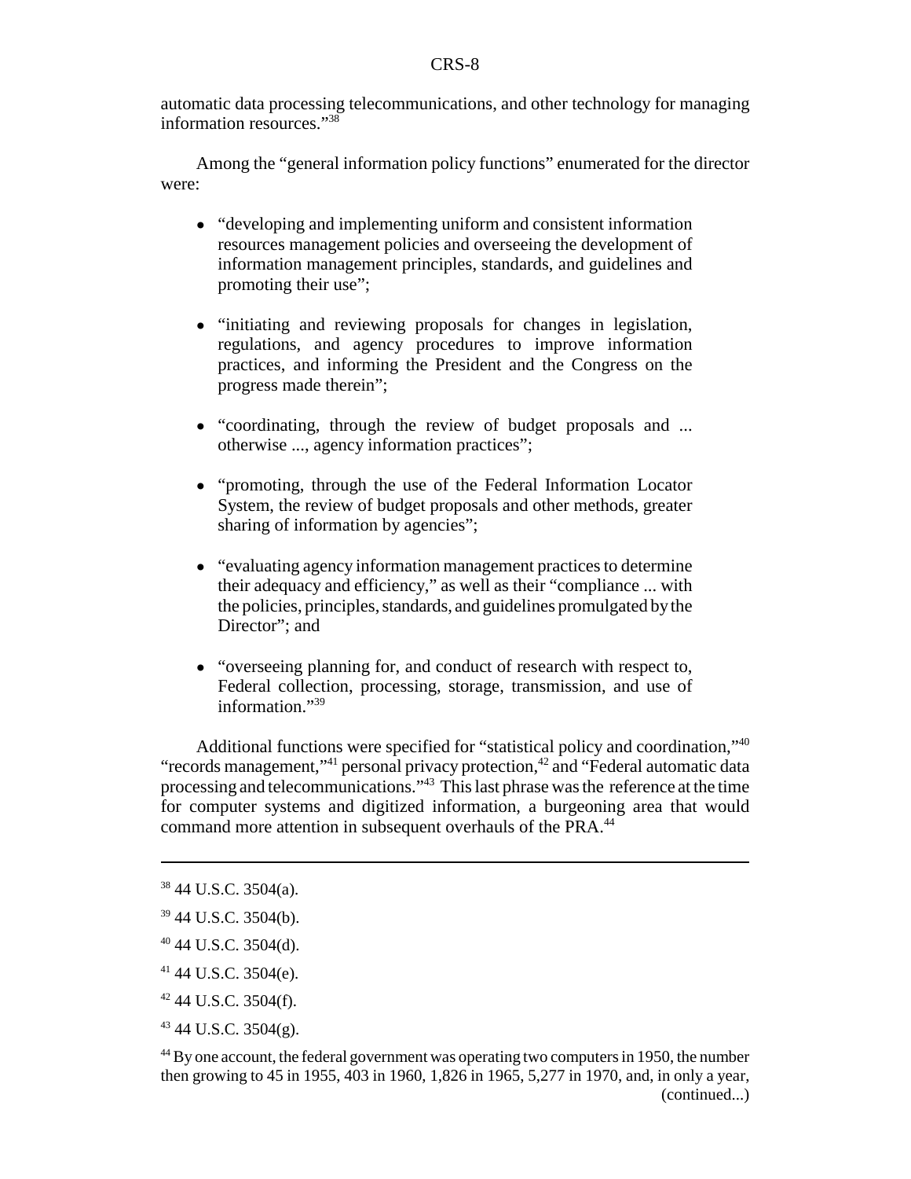automatic data processing telecommunications, and other technology for managing information resources."[38]

Among the "general information policy functions" enumerated for the director were:

- "developing and implementing uniform and consistent information resources management policies and overseeing the development of information management principles, standards, and guidelines and promoting their use";
- "initiating and reviewing proposals for changes in legislation, regulations, and agency procedures to improve information practices, and informing the President and the Congress on the progress made therein";
- "coordinating, through the review of budget proposals and ... otherwise ..., agency information practices";
- "promoting, through the use of the Federal Information Locator System, the review of budget proposals and other methods, greater sharing of information by agencies";
- "evaluating agency information management practices to determine their adequacy and efficiency," as well as their "compliance ... with the policies, principles, standards, and guidelines promulgated by the Director"; and
- "overseeing planning for, and conduct of research with respect to, Federal collection, processing, storage, transmission, and use of information."[39]

Additional functions were specified for "statistical policy and coordination,"[40] "records management,"[41] personal privacy protection,[42] and "Federal automatic data processing and telecommunications."[43] This last phrase was the reference at the time for computer systems and digitized information, a burgeoning area that would command more attention in subsequent overhauls of the PRA.[44]

---

[38] 44 U.S.C. 3504(a).

[39] 44 U.S.C. 3504(b).

[40] 44 U.S.C. 3504(d).

[41] 44 U.S.C. 3504(e).

[42] 44 U.S.C. 3504(f).

[43] 44 U.S.C. 3504(g).

[44] By one account, the federal government was operating two computers in 1950, the number then growing to 45 in 1955, 403 in 1960, 1,826 in 1965, 5,277 in 1970, and, in only a year, (continued...)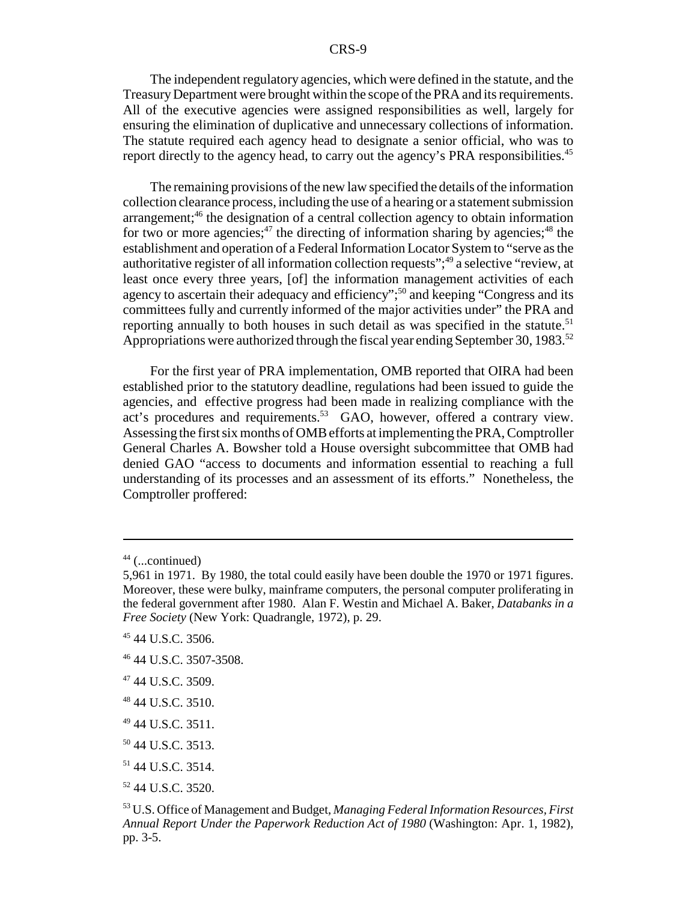The independent regulatory agencies, which were defined in the statute, and the Treasury Department were brought within the scope of the PRA and its requirements. All of the executive agencies were assigned responsibilities as well, largely for ensuring the elimination of duplicative and unnecessary collections of information. The statute required each agency head to designate a senior official, who was to report directly to the agency head, to carry out the agency's PRA responsibilities.[45]

The remaining provisions of the new law specified the details of the information collection clearance process, including the use of a hearing or a statement submission arrangement;[46] the designation of a central collection agency to obtain information for two or more agencies;[47] the directing of information sharing by agencies;[48] the establishment and operation of a Federal Information Locator System to "serve as the authoritative register of all information collection requests";[49] a selective "review, at least once every three years, [of] the information management activities of each agency to ascertain their adequacy and efficiency";[50] and keeping "Congress and its committees fully and currently informed of the major activities under" the PRA and reporting annually to both houses in such detail as was specified in the statute.[51] Appropriations were authorized through the fiscal year ending September 30, 1983.[52]

For the first year of PRA implementation, OMB reported that OIRA had been established prior to the statutory deadline, regulations had been issued to guide the agencies, and effective progress had been made in realizing compliance with the act's procedures and requirements.[53] GAO, however, offered a contrary view. Assessing the first six months of OMB efforts at implementing the PRA, Comptroller General Charles A. Bowsher told a House oversight subcommittee that OMB had denied GAO "access to documents and information essential to reaching a full understanding of its processes and an assessment of its efforts." Nonetheless, the Comptroller proffered:

---

[44] (...continued)
5,961 in 1971. By 1980, the total could easily have been double the 1970 or 1971 figures. Moreover, these were bulky, mainframe computers, the personal computer proliferating in the federal government after 1980. Alan F. Westin and Michael A. Baker, *Databanks in a Free Society* (New York: Quadrangle, 1972), p. 29.

[45] 44 U.S.C. 3506.

[46] 44 U.S.C. 3507-3508.

[47] 44 U.S.C. 3509.

[48] 44 U.S.C. 3510.

[49] 44 U.S.C. 3511.

[50] 44 U.S.C. 3513.

[51] 44 U.S.C. 3514.

[52] 44 U.S.C. 3520.

[53] U.S. Office of Management and Budget, *Managing Federal Information Resources, First Annual Report Under the Paperwork Reduction Act of 1980* (Washington: Apr. 1, 1982), pp. 3-5.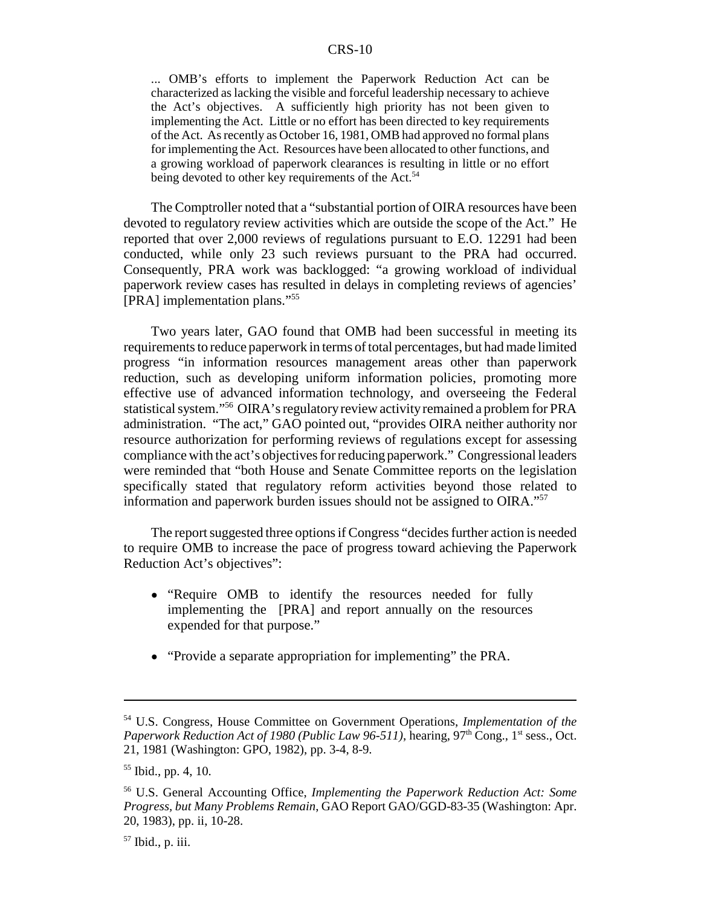> ... OMB's efforts to implement the Paperwork Reduction Act can be characterized as lacking the visible and forceful leadership necessary to achieve the Act's objectives. A sufficiently high priority has not been given to implementing the Act. Little or no effort has been directed to key requirements of the Act. As recently as October 16, 1981, OMB had approved no formal plans for implementing the Act. Resources have been allocated to other functions, and a growing workload of paperwork clearances is resulting in little or no effort being devoted to other key requirements of the Act.[54]

The Comptroller noted that a "substantial portion of OIRA resources have been devoted to regulatory review activities which are outside the scope of the Act." He reported that over 2,000 reviews of regulations pursuant to E.O. 12291 had been conducted, while only 23 such reviews pursuant to the PRA had occurred. Consequently, PRA work was backlogged: "a growing workload of individual paperwork review cases has resulted in delays in completing reviews of agencies' [PRA] implementation plans."[55]

Two years later, GAO found that OMB had been successful in meeting its requirements to reduce paperwork in terms of total percentages, but had made limited progress "in information resources management areas other than paperwork reduction, such as developing uniform information policies, promoting more effective use of advanced information technology, and overseeing the Federal statistical system."[56] OIRA's regulatory review activity remained a problem for PRA administration. "The act," GAO pointed out, "provides OIRA neither authority nor resource authorization for performing reviews of regulations except for assessing compliance with the act's objectives for reducing paperwork." Congressional leaders were reminded that "both House and Senate Committee reports on the legislation specifically stated that regulatory reform activities beyond those related to information and paperwork burden issues should not be assigned to OIRA."[57]

The report suggested three options if Congress "decides further action is needed to require OMB to increase the pace of progress toward achieving the Paperwork Reduction Act's objectives":

- "Require OMB to identify the resources needed for fully implementing the [PRA] and report annually on the resources expended for that purpose."
- "Provide a separate appropriation for implementing" the PRA.

---

[54] U.S. Congress, House Committee on Government Operations, *Implementation of the Paperwork Reduction Act of 1980 (Public Law 96-511)*, hearing, 97th Cong., 1st sess., Oct. 21, 1981 (Washington: GPO, 1982), pp. 3-4, 8-9.

[55] Ibid., pp. 4, 10.

[56] U.S. General Accounting Office, *Implementing the Paperwork Reduction Act: Some Progress, but Many Problems Remain*, GAO Report GAO/GGD-83-35 (Washington: Apr. 20, 1983), pp. ii, 10-28.

[57] Ibid., p. iii.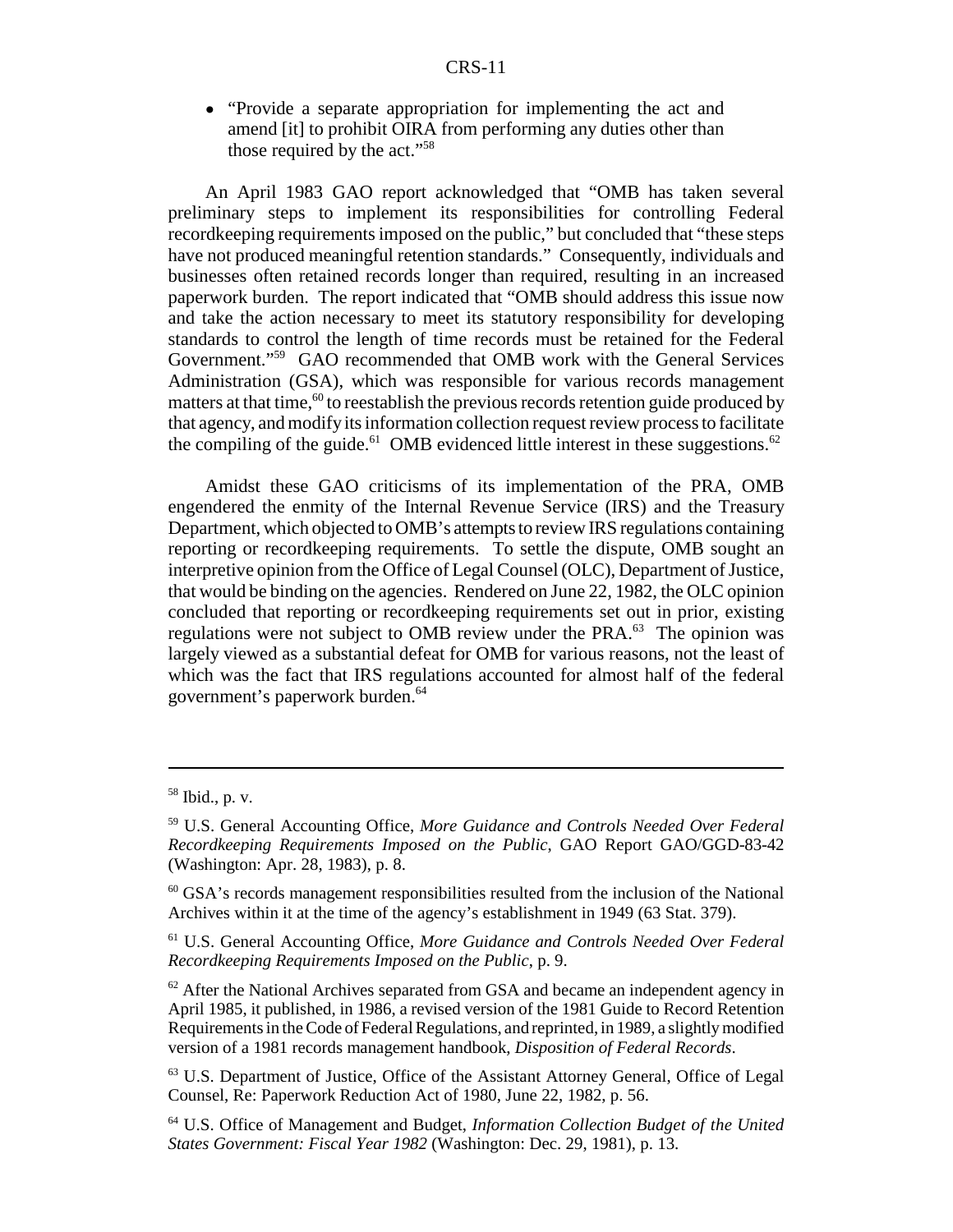- "Provide a separate appropriation for implementing the act and amend [it] to prohibit OIRA from performing any duties other than those required by the act."[58]

An April 1983 GAO report acknowledged that "OMB has taken several preliminary steps to implement its responsibilities for controlling Federal recordkeeping requirements imposed on the public," but concluded that "these steps have not produced meaningful retention standards." Consequently, individuals and businesses often retained records longer than required, resulting in an increased paperwork burden. The report indicated that "OMB should address this issue now and take the action necessary to meet its statutory responsibility for developing standards to control the length of time records must be retained for the Federal Government."[59] GAO recommended that OMB work with the General Services Administration (GSA), which was responsible for various records management matters at that time,[60] to reestablish the previous records retention guide produced by that agency, and modify its information collection request review process to facilitate the compiling of the guide.[61] OMB evidenced little interest in these suggestions.[62]

Amidst these GAO criticisms of its implementation of the PRA, OMB engendered the enmity of the Internal Revenue Service (IRS) and the Treasury Department, which objected to OMB's attempts to review IRS regulations containing reporting or recordkeeping requirements. To settle the dispute, OMB sought an interpretive opinion from the Office of Legal Counsel (OLC), Department of Justice, that would be binding on the agencies. Rendered on June 22, 1982, the OLC opinion concluded that reporting or recordkeeping requirements set out in prior, existing regulations were not subject to OMB review under the PRA.[63] The opinion was largely viewed as a substantial defeat for OMB for various reasons, not the least of which was the fact that IRS regulations accounted for almost half of the federal government's paperwork burden.[64]

---

[58] Ibid., p. v.

[59] U.S. General Accounting Office, *More Guidance and Controls Needed Over Federal Recordkeeping Requirements Imposed on the Public*, GAO Report GAO/GGD-83-42 (Washington: Apr. 28, 1983), p. 8.

[60] GSA's records management responsibilities resulted from the inclusion of the National Archives within it at the time of the agency's establishment in 1949 (63 Stat. 379).

[61] U.S. General Accounting Office, *More Guidance and Controls Needed Over Federal Recordkeeping Requirements Imposed on the Public*, p. 9.

[62] After the National Archives separated from GSA and became an independent agency in April 1985, it published, in 1986, a revised version of the 1981 Guide to Record Retention Requirements in the Code of Federal Regulations, and reprinted, in 1989, a slightly modified version of a 1981 records management handbook, *Disposition of Federal Records*.

[63] U.S. Department of Justice, Office of the Assistant Attorney General, Office of Legal Counsel, Re: Paperwork Reduction Act of 1980, June 22, 1982, p. 56.

[64] U.S. Office of Management and Budget, *Information Collection Budget of the United States Government: Fiscal Year 1982* (Washington: Dec. 29, 1981), p. 13.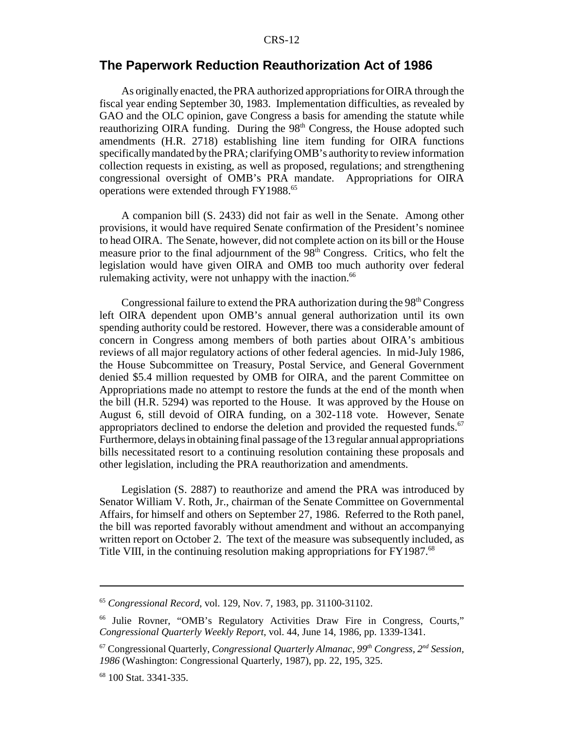## The Paperwork Reduction Reauthorization Act of 1986

As originally enacted, the PRA authorized appropriations for OIRA through the fiscal year ending September 30, 1983. Implementation difficulties, as revealed by GAO and the OLC opinion, gave Congress a basis for amending the statute while reauthorizing OIRA funding. During the 98th Congress, the House adopted such amendments (H.R. 2718) establishing line item funding for OIRA functions specifically mandated by the PRA; clarifying OMB's authority to review information collection requests in existing, as well as proposed, regulations; and strengthening congressional oversight of OMB's PRA mandate. Appropriations for OIRA operations were extended through FY1988.[65]

A companion bill (S. 2433) did not fair as well in the Senate. Among other provisions, it would have required Senate confirmation of the President's nominee to head OIRA. The Senate, however, did not complete action on its bill or the House measure prior to the final adjournment of the 98th Congress. Critics, who felt the legislation would have given OIRA and OMB too much authority over federal rulemaking activity, were not unhappy with the inaction.[66]

Congressional failure to extend the PRA authorization during the 98th Congress left OIRA dependent upon OMB's annual general authorization until its own spending authority could be restored. However, there was a considerable amount of concern in Congress among members of both parties about OIRA's ambitious reviews of all major regulatory actions of other federal agencies. In mid-July 1986, the House Subcommittee on Treasury, Postal Service, and General Government denied $5.4 million requested by OMB for OIRA, and the parent Committee on Appropriations made no attempt to restore the funds at the end of the month when the bill (H.R. 5294) was reported to the House. It was approved by the House on August 6, still devoid of OIRA funding, on a 302-118 vote. However, Senate appropriators declined to endorse the deletion and provided the requested funds.[67] Furthermore, delays in obtaining final passage of the 13 regular annual appropriations bills necessitated resort to a continuing resolution containing these proposals and other legislation, including the PRA reauthorization and amendments.

Legislation (S. 2887) to reauthorize and amend the PRA was introduced by Senator William V. Roth, Jr., chairman of the Senate Committee on Governmental Affairs, for himself and others on September 27, 1986. Referred to the Roth panel, the bill was reported favorably without amendment and without an accompanying written report on October 2. The text of the measure was subsequently included, as Title VIII, in the continuing resolution making appropriations for FY1987.[68]

---

[65] *Congressional Record*, vol. 129, Nov. 7, 1983, pp. 31100-31102.

[66] Julie Rovner, "OMB's Regulatory Activities Draw Fire in Congress, Courts," *Congressional Quarterly Weekly Report*, vol. 44, June 14, 1986, pp. 1339-1341.

[67] Congressional Quarterly, *Congressional Quarterly Almanac, 99th Congress, 2nd Session, 1986* (Washington: Congressional Quarterly, 1987), pp. 22, 195, 325.

[68] 100 Stat. 3341-335.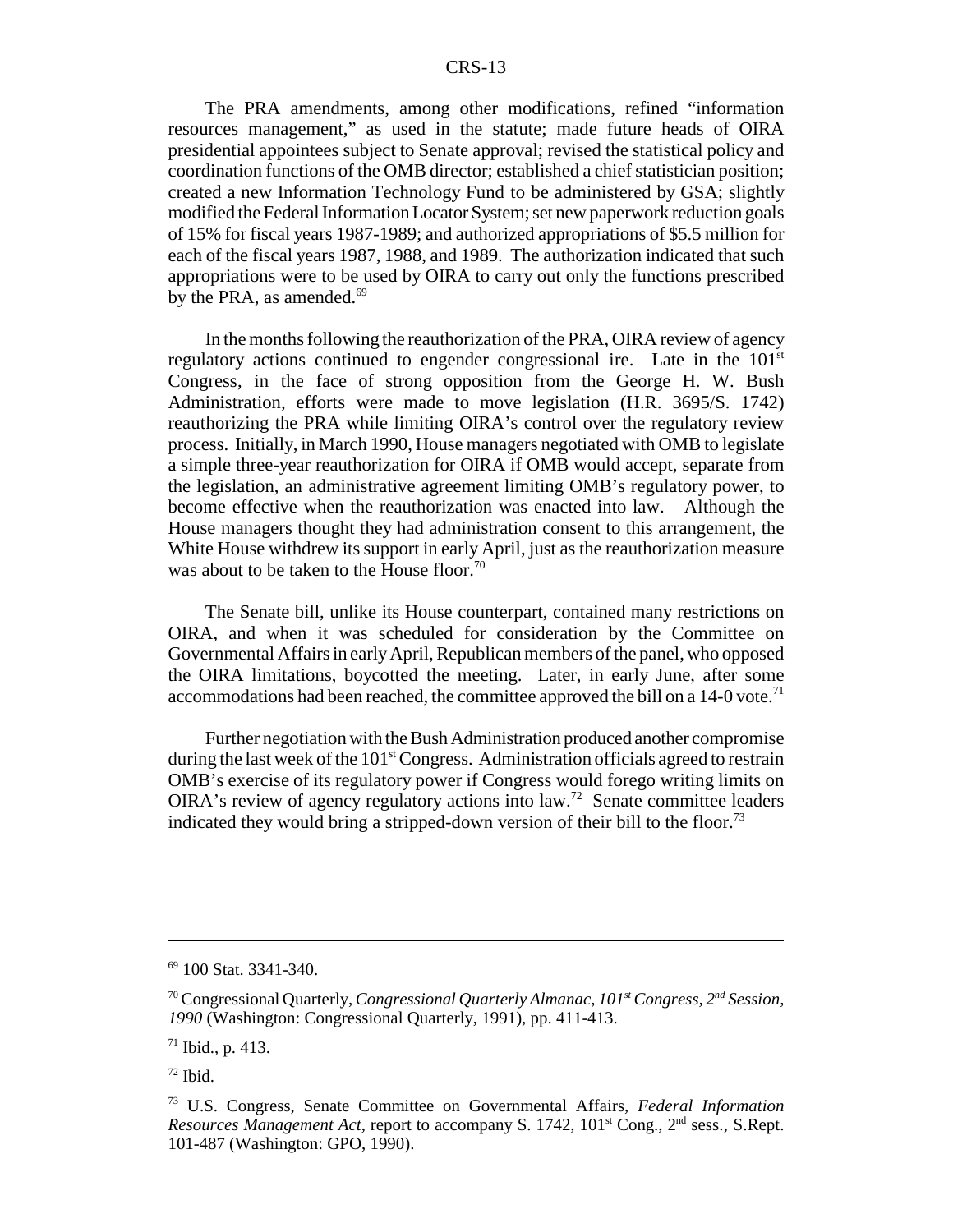The PRA amendments, among other modifications, refined "information resources management," as used in the statute; made future heads of OIRA presidential appointees subject to Senate approval; revised the statistical policy and coordination functions of the OMB director; established a chief statistician position; created a new Information Technology Fund to be administered by GSA; slightly modified the Federal Information Locator System; set new paperwork reduction goals of 15% for fiscal years 1987-1989; and authorized appropriations of $5.5 million for each of the fiscal years 1987, 1988, and 1989. The authorization indicated that such appropriations were to be used by OIRA to carry out only the functions prescribed by the PRA, as amended.[69]

In the months following the reauthorization of the PRA, OIRA review of agency regulatory actions continued to engender congressional ire. Late in the 101st Congress, in the face of strong opposition from the George H. W. Bush Administration, efforts were made to move legislation (H.R. 3695/S. 1742) reauthorizing the PRA while limiting OIRA's control over the regulatory review process. Initially, in March 1990, House managers negotiated with OMB to legislate a simple three-year reauthorization for OIRA if OMB would accept, separate from the legislation, an administrative agreement limiting OMB's regulatory power, to become effective when the reauthorization was enacted into law. Although the House managers thought they had administration consent to this arrangement, the White House withdrew its support in early April, just as the reauthorization measure was about to be taken to the House floor.[70]

The Senate bill, unlike its House counterpart, contained many restrictions on OIRA, and when it was scheduled for consideration by the Committee on Governmental Affairs in early April, Republican members of the panel, who opposed the OIRA limitations, boycotted the meeting. Later, in early June, after some accommodations had been reached, the committee approved the bill on a 14-0 vote.[71]

Further negotiation with the Bush Administration produced another compromise during the last week of the 101st Congress. Administration officials agreed to restrain OMB's exercise of its regulatory power if Congress would forego writing limits on OIRA's review of agency regulatory actions into law.[72] Senate committee leaders indicated they would bring a stripped-down version of their bill to the floor.[73]

---

[69] 100 Stat. 3341-340.

[70] Congressional Quarterly, *Congressional Quarterly Almanac, 101st Congress, 2nd Session, 1990* (Washington: Congressional Quarterly, 1991), pp. 411-413.

[71] Ibid., p. 413.

[72] Ibid.

[73] U.S. Congress, Senate Committee on Governmental Affairs, *Federal Information Resources Management Act*, report to accompany S. 1742, 101st Cong., 2nd sess., S.Rept. 101-487 (Washington: GPO, 1990).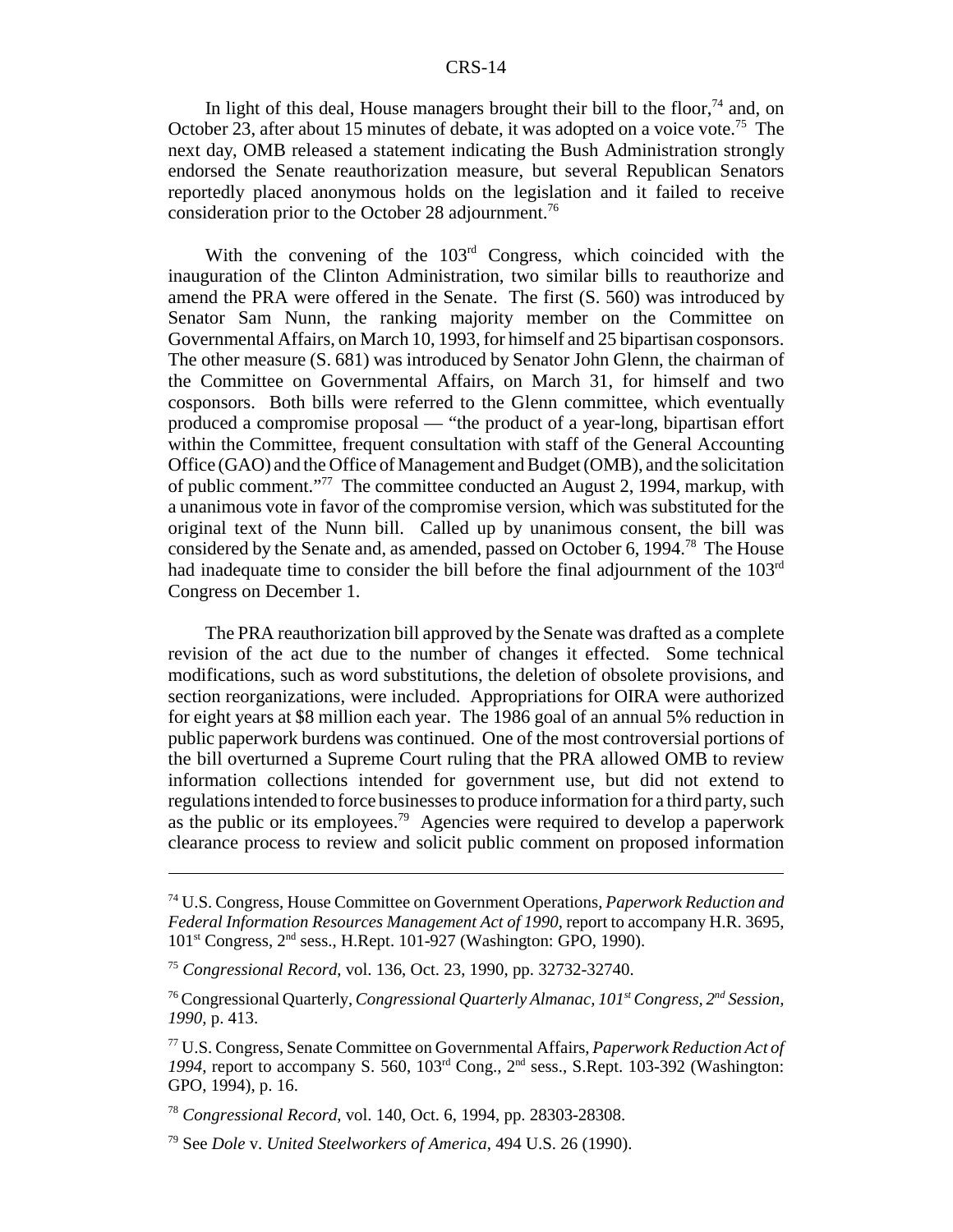In light of this deal, House managers brought their bill to the floor,[74] and, on October 23, after about 15 minutes of debate, it was adopted on a voice vote.[75] The next day, OMB released a statement indicating the Bush Administration strongly endorsed the Senate reauthorization measure, but several Republican Senators reportedly placed anonymous holds on the legislation and it failed to receive consideration prior to the October 28 adjournment.[76]

With the convening of the 103rd Congress, which coincided with the inauguration of the Clinton Administration, two similar bills to reauthorize and amend the PRA were offered in the Senate. The first (S. 560) was introduced by Senator Sam Nunn, the ranking majority member on the Committee on Governmental Affairs, on March 10, 1993, for himself and 25 bipartisan cosponsors. The other measure (S. 681) was introduced by Senator John Glenn, the chairman of the Committee on Governmental Affairs, on March 31, for himself and two cosponsors. Both bills were referred to the Glenn committee, which eventually produced a compromise proposal — "the product of a year-long, bipartisan effort within the Committee, frequent consultation with staff of the General Accounting Office (GAO) and the Office of Management and Budget (OMB), and the solicitation of public comment."[77] The committee conducted an August 2, 1994, markup, with a unanimous vote in favor of the compromise version, which was substituted for the original text of the Nunn bill. Called up by unanimous consent, the bill was considered by the Senate and, as amended, passed on October 6, 1994.[78] The House had inadequate time to consider the bill before the final adjournment of the 103rd Congress on December 1.

The PRA reauthorization bill approved by the Senate was drafted as a complete revision of the act due to the number of changes it effected. Some technical modifications, such as word substitutions, the deletion of obsolete provisions, and section reorganizations, were included. Appropriations for OIRA were authorized for eight years at $8 million each year. The 1986 goal of an annual 5% reduction in public paperwork burdens was continued. One of the most controversial portions of the bill overturned a Supreme Court ruling that the PRA allowed OMB to review information collections intended for government use, but did not extend to regulations intended to force businesses to produce information for a third party, such as the public or its employees.[79] Agencies were required to develop a paperwork clearance process to review and solicit public comment on proposed information

---

[74] U.S. Congress, House Committee on Government Operations, *Paperwork Reduction and Federal Information Resources Management Act of 1990*, report to accompany H.R. 3695, 101st Congress, 2nd sess., H.Rept. 101-927 (Washington: GPO, 1990).

[75] *Congressional Record*, vol. 136, Oct. 23, 1990, pp. 32732-32740.

[76] Congressional Quarterly, *Congressional Quarterly Almanac, 101st Congress, 2nd Session, 1990*, p. 413.

[77] U.S. Congress, Senate Committee on Governmental Affairs, *Paperwork Reduction Act of 1994*, report to accompany S. 560, 103rd Cong., 2nd sess., S.Rept. 103-392 (Washington: GPO, 1994), p. 16.

[78] *Congressional Record*, vol. 140, Oct. 6, 1994, pp. 28303-28308.

[79] See *Dole* v. *United Steelworkers of America*, 494 U.S. 26 (1990).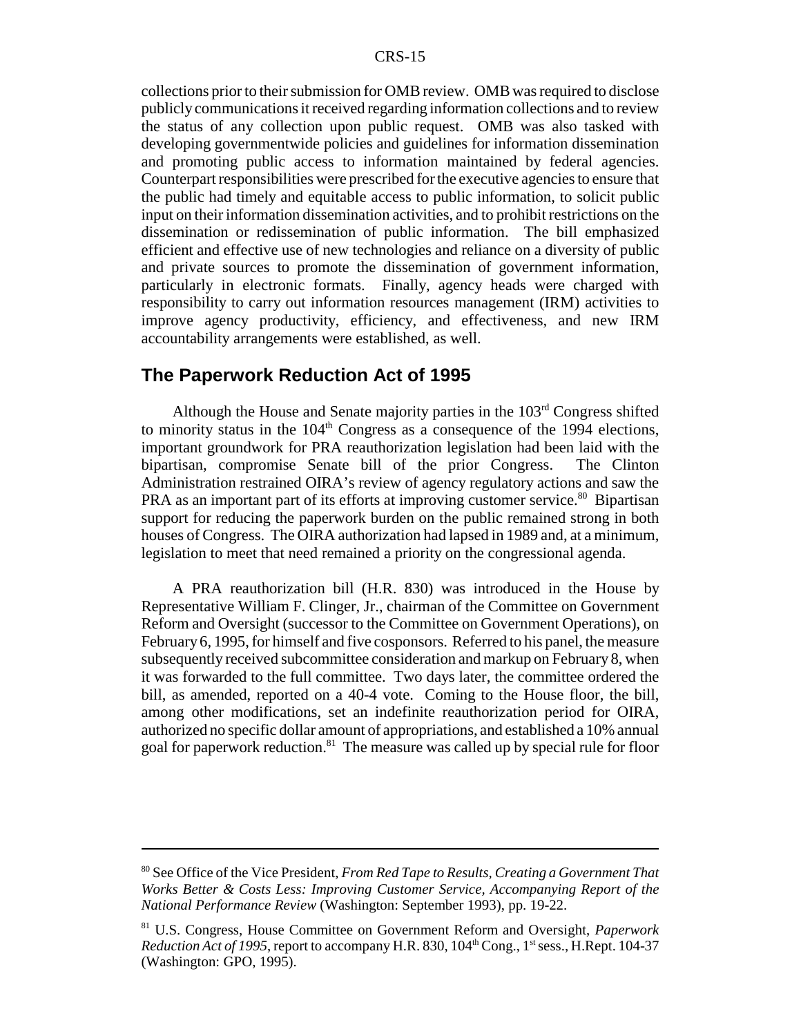collections prior to their submission for OMB review. OMB was required to disclose publicly communications it received regarding information collections and to review the status of any collection upon public request. OMB was also tasked with developing governmentwide policies and guidelines for information dissemination and promoting public access to information maintained by federal agencies. Counterpart responsibilities were prescribed for the executive agencies to ensure that the public had timely and equitable access to public information, to solicit public input on their information dissemination activities, and to prohibit restrictions on the dissemination or redissemination of public information. The bill emphasized efficient and effective use of new technologies and reliance on a diversity of public and private sources to promote the dissemination of government information, particularly in electronic formats. Finally, agency heads were charged with responsibility to carry out information resources management (IRM) activities to improve agency productivity, efficiency, and effectiveness, and new IRM accountability arrangements were established, as well.

## The Paperwork Reduction Act of 1995

Although the House and Senate majority parties in the 103rd Congress shifted to minority status in the 104th Congress as a consequence of the 1994 elections, important groundwork for PRA reauthorization legislation had been laid with the bipartisan, compromise Senate bill of the prior Congress. The Clinton Administration restrained OIRA's review of agency regulatory actions and saw the PRA as an important part of its efforts at improving customer service.[80] Bipartisan support for reducing the paperwork burden on the public remained strong in both houses of Congress. The OIRA authorization had lapsed in 1989 and, at a minimum, legislation to meet that need remained a priority on the congressional agenda.

A PRA reauthorization bill (H.R. 830) was introduced in the House by Representative William F. Clinger, Jr., chairman of the Committee on Government Reform and Oversight (successor to the Committee on Government Operations), on February 6, 1995, for himself and five cosponsors. Referred to his panel, the measure subsequently received subcommittee consideration and markup on February 8, when it was forwarded to the full committee. Two days later, the committee ordered the bill, as amended, reported on a 40-4 vote. Coming to the House floor, the bill, among other modifications, set an indefinite reauthorization period for OIRA, authorized no specific dollar amount of appropriations, and established a 10% annual goal for paperwork reduction.[81] The measure was called up by special rule for floor

---

[80] See Office of the Vice President, *From Red Tape to Results, Creating a Government That Works Better & Costs Less: Improving Customer Service, Accompanying Report of the National Performance Review* (Washington: September 1993), pp. 19-22.

[81] U.S. Congress, House Committee on Government Reform and Oversight, *Paperwork Reduction Act of 1995*, report to accompany H.R. 830, 104th Cong., 1st sess., H.Rept. 104-37 (Washington: GPO, 1995).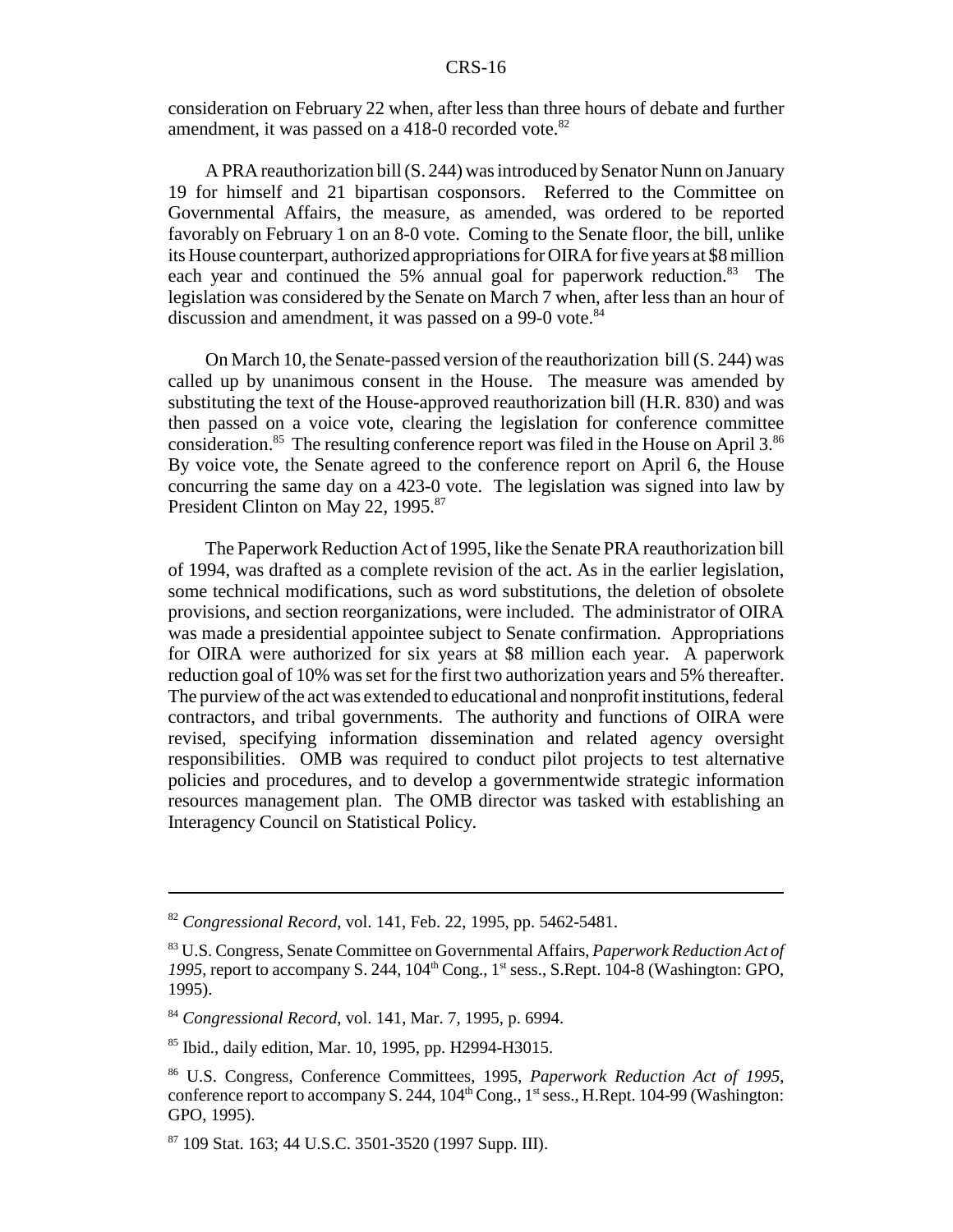consideration on February 22 when, after less than three hours of debate and further amendment, it was passed on a 418-0 recorded vote.[82]

A PRA reauthorization bill (S. 244) was introduced by Senator Nunn on January 19 for himself and 21 bipartisan cosponsors. Referred to the Committee on Governmental Affairs, the measure, as amended, was ordered to be reported favorably on February 1 on an 8-0 vote. Coming to the Senate floor, the bill, unlike its House counterpart, authorized appropriations for OIRA for five years at $8 million each year and continued the 5% annual goal for paperwork reduction.[83] The legislation was considered by the Senate on March 7 when, after less than an hour of discussion and amendment, it was passed on a 99-0 vote.[84]

On March 10, the Senate-passed version of the reauthorization bill (S. 244) was called up by unanimous consent in the House. The measure was amended by substituting the text of the House-approved reauthorization bill (H.R. 830) and was then passed on a voice vote, clearing the legislation for conference committee consideration.[85] The resulting conference report was filed in the House on April 3.[86] By voice vote, the Senate agreed to the conference report on April 6, the House concurring the same day on a 423-0 vote. The legislation was signed into law by President Clinton on May 22, 1995.[87]

The Paperwork Reduction Act of 1995, like the Senate PRA reauthorization bill of 1994, was drafted as a complete revision of the act. As in the earlier legislation, some technical modifications, such as word substitutions, the deletion of obsolete provisions, and section reorganizations, were included. The administrator of OIRA was made a presidential appointee subject to Senate confirmation. Appropriations for OIRA were authorized for six years at $8 million each year. A paperwork reduction goal of 10% was set for the first two authorization years and 5% thereafter. The purview of the act was extended to educational and nonprofit institutions, federal contractors, and tribal governments. The authority and functions of OIRA were revised, specifying information dissemination and related agency oversight responsibilities. OMB was required to conduct pilot projects to test alternative policies and procedures, and to develop a governmentwide strategic information resources management plan. The OMB director was tasked with establishing an Interagency Council on Statistical Policy.

---

[82] *Congressional Record*, vol. 141, Feb. 22, 1995, pp. 5462-5481.

[83] U.S. Congress, Senate Committee on Governmental Affairs, *Paperwork Reduction Act of 1995*, report to accompany S. 244, 104th Cong., 1st sess., S.Rept. 104-8 (Washington: GPO, 1995).

[84] *Congressional Record*, vol. 141, Mar. 7, 1995, p. 6994.

[85] Ibid., daily edition, Mar. 10, 1995, pp. H2994-H3015.

[86] U.S. Congress, Conference Committees, 1995, *Paperwork Reduction Act of 1995*, conference report to accompany S. 244, 104th Cong., 1st sess., H.Rept. 104-99 (Washington: GPO, 1995).

[87] 109 Stat. 163; 44 U.S.C. 3501-3520 (1997 Supp. III).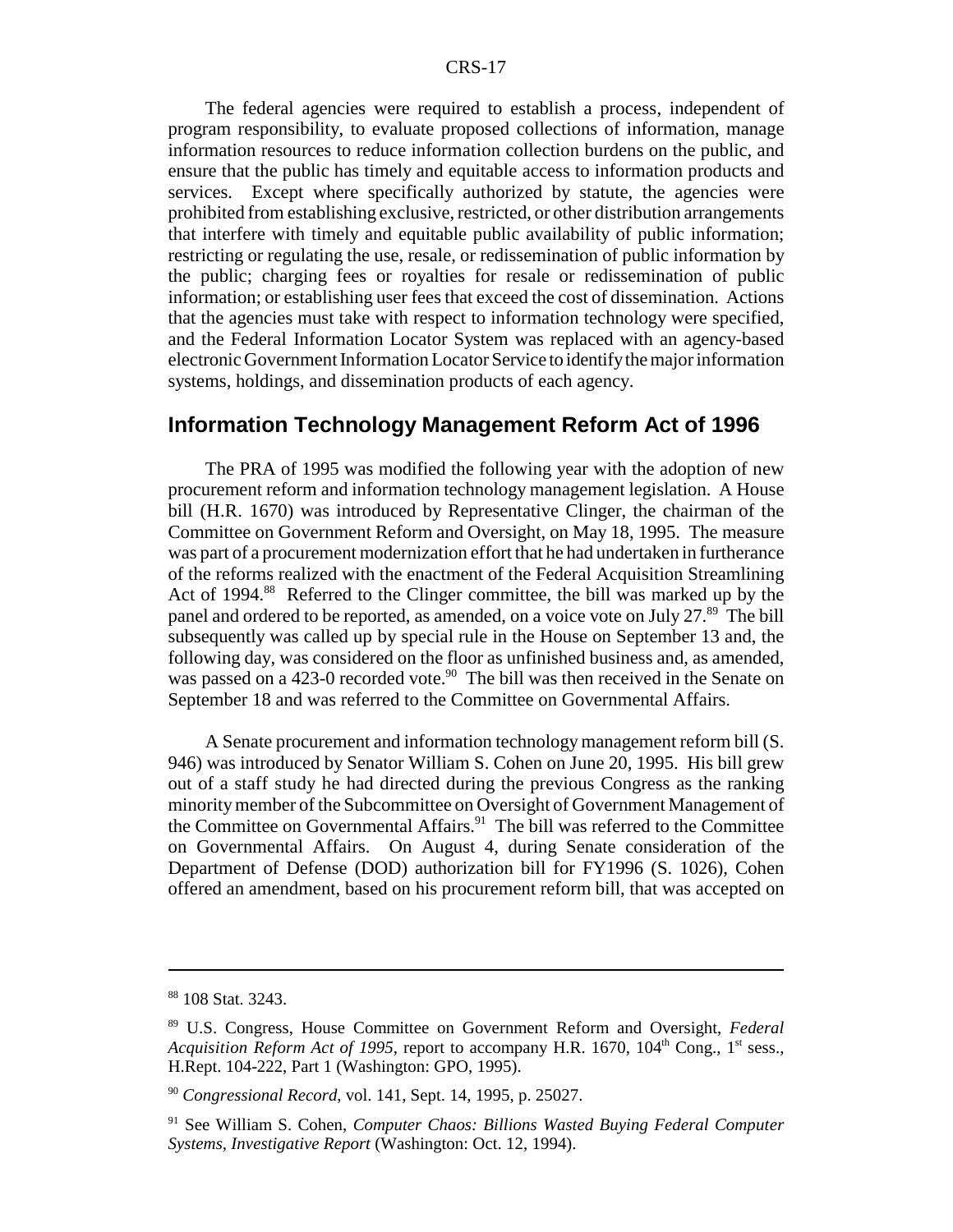The federal agencies were required to establish a process, independent of program responsibility, to evaluate proposed collections of information, manage information resources to reduce information collection burdens on the public, and ensure that the public has timely and equitable access to information products and services. Except where specifically authorized by statute, the agencies were prohibited from establishing exclusive, restricted, or other distribution arrangements that interfere with timely and equitable public availability of public information; restricting or regulating the use, resale, or redissemination of public information by the public; charging fees or royalties for resale or redissemination of public information; or establishing user fees that exceed the cost of dissemination. Actions that the agencies must take with respect to information technology were specified, and the Federal Information Locator System was replaced with an agency-based electronic Government Information Locator Service to identify the major information systems, holdings, and dissemination products of each agency.

## Information Technology Management Reform Act of 1996

The PRA of 1995 was modified the following year with the adoption of new procurement reform and information technology management legislation. A House bill (H.R. 1670) was introduced by Representative Clinger, the chairman of the Committee on Government Reform and Oversight, on May 18, 1995. The measure was part of a procurement modernization effort that he had undertaken in furtherance of the reforms realized with the enactment of the Federal Acquisition Streamlining Act of 1994.[88] Referred to the Clinger committee, the bill was marked up by the panel and ordered to be reported, as amended, on a voice vote on July 27.[89] The bill subsequently was called up by special rule in the House on September 13 and, the following day, was considered on the floor as unfinished business and, as amended, was passed on a 423-0 recorded vote.[90] The bill was then received in the Senate on September 18 and was referred to the Committee on Governmental Affairs.

A Senate procurement and information technology management reform bill (S. 946) was introduced by Senator William S. Cohen on June 20, 1995. His bill grew out of a staff study he had directed during the previous Congress as the ranking minority member of the Subcommittee on Oversight of Government Management of the Committee on Governmental Affairs.[91] The bill was referred to the Committee on Governmental Affairs. On August 4, during Senate consideration of the Department of Defense (DOD) authorization bill for FY1996 (S. 1026), Cohen offered an amendment, based on his procurement reform bill, that was accepted on

---

[88] 108 Stat. 3243.

[89] U.S. Congress, House Committee on Government Reform and Oversight, *Federal Acquisition Reform Act of 1995*, report to accompany H.R. 1670, 104th Cong., 1st sess., H.Rept. 104-222, Part 1 (Washington: GPO, 1995).

[90] *Congressional Record*, vol. 141, Sept. 14, 1995, p. 25027.

[91] See William S. Cohen, *Computer Chaos: Billions Wasted Buying Federal Computer Systems, Investigative Report* (Washington: Oct. 12, 1994).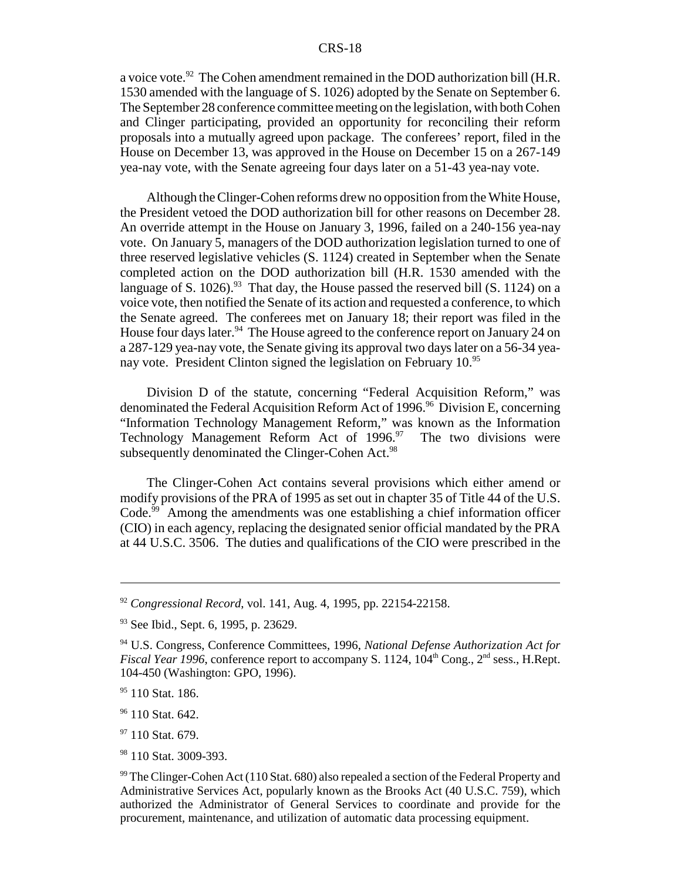a voice vote.[92] The Cohen amendment remained in the DOD authorization bill (H.R. 1530 amended with the language of S. 1026) adopted by the Senate on September 6. The September 28 conference committee meeting on the legislation, with both Cohen and Clinger participating, provided an opportunity for reconciling their reform proposals into a mutually agreed upon package. The conferees' report, filed in the House on December 13, was approved in the House on December 15 on a 267-149 yea-nay vote, with the Senate agreeing four days later on a 51-43 yea-nay vote.

Although the Clinger-Cohen reforms drew no opposition from the White House, the President vetoed the DOD authorization bill for other reasons on December 28. An override attempt in the House on January 3, 1996, failed on a 240-156 yea-nay vote. On January 5, managers of the DOD authorization legislation turned to one of three reserved legislative vehicles (S. 1124) created in September when the Senate completed action on the DOD authorization bill (H.R. 1530 amended with the language of S. 1026).[93] That day, the House passed the reserved bill (S. 1124) on a voice vote, then notified the Senate of its action and requested a conference, to which the Senate agreed. The conferees met on January 18; their report was filed in the House four days later.[94] The House agreed to the conference report on January 24 on a 287-129 yea-nay vote, the Senate giving its approval two days later on a 56-34 yea-nay vote. President Clinton signed the legislation on February 10.[95]

Division D of the statute, concerning "Federal Acquisition Reform," was denominated the Federal Acquisition Reform Act of 1996.[96] Division E, concerning "Information Technology Management Reform," was known as the Information Technology Management Reform Act of 1996.[97] The two divisions were subsequently denominated the Clinger-Cohen Act.[98]

The Clinger-Cohen Act contains several provisions which either amend or modify provisions of the PRA of 1995 as set out in chapter 35 of Title 44 of the U.S. Code.[99] Among the amendments was one establishing a chief information officer (CIO) in each agency, replacing the designated senior official mandated by the PRA at 44 U.S.C. 3506. The duties and qualifications of the CIO were prescribed in the

---

[92] *Congressional Record*, vol. 141, Aug. 4, 1995, pp. 22154-22158.

[93] See Ibid., Sept. 6, 1995, p. 23629.

[94] U.S. Congress, Conference Committees, 1996, *National Defense Authorization Act for Fiscal Year 1996*, conference report to accompany S. 1124, 104th Cong., 2nd sess., H.Rept. 104-450 (Washington: GPO, 1996).

[95] 110 Stat. 186.

[96] 110 Stat. 642.

[97] 110 Stat. 679.

[98] 110 Stat. 3009-393.

[99] The Clinger-Cohen Act (110 Stat. 680) also repealed a section of the Federal Property and Administrative Services Act, popularly known as the Brooks Act (40 U.S.C. 759), which authorized the Administrator of General Services to coordinate and provide for the procurement, maintenance, and utilization of automatic data processing equipment.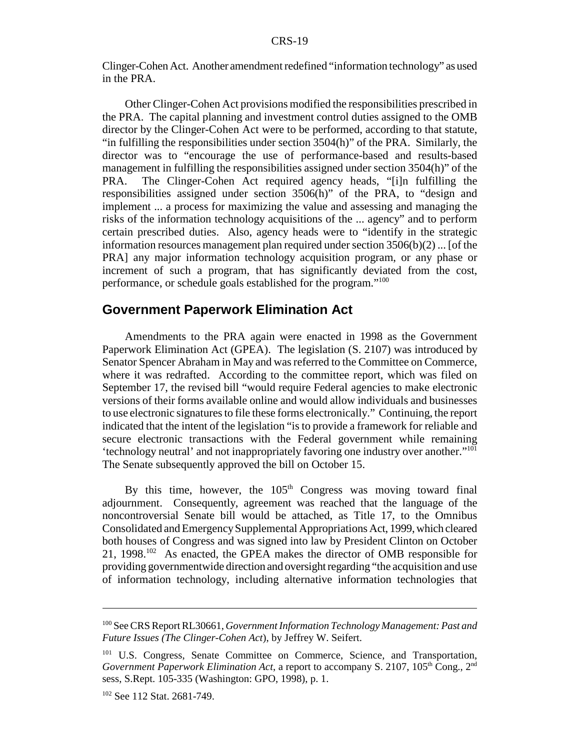Clinger-Cohen Act. Another amendment redefined "information technology" as used in the PRA.

Other Clinger-Cohen Act provisions modified the responsibilities prescribed in the PRA. The capital planning and investment control duties assigned to the OMB director by the Clinger-Cohen Act were to be performed, according to that statute, "in fulfilling the responsibilities under section 3504(h)" of the PRA. Similarly, the director was to "encourage the use of performance-based and results-based management in fulfilling the responsibilities assigned under section 3504(h)" of the PRA. The Clinger-Cohen Act required agency heads, "[i]n fulfilling the responsibilities assigned under section 3506(h)" of the PRA, to "design and implement ... a process for maximizing the value and assessing and managing the risks of the information technology acquisitions of the ... agency" and to perform certain prescribed duties. Also, agency heads were to "identify in the strategic information resources management plan required under section 3506(b)(2) ... [of the PRA] any major information technology acquisition program, or any phase or increment of such a program, that has significantly deviated from the cost, performance, or schedule goals established for the program."[100]

## Government Paperwork Elimination Act

Amendments to the PRA again were enacted in 1998 as the Government Paperwork Elimination Act (GPEA). The legislation (S. 2107) was introduced by Senator Spencer Abraham in May and was referred to the Committee on Commerce, where it was redrafted. According to the committee report, which was filed on September 17, the revised bill "would require Federal agencies to make electronic versions of their forms available online and would allow individuals and businesses to use electronic signatures to file these forms electronically." Continuing, the report indicated that the intent of the legislation "is to provide a framework for reliable and secure electronic transactions with the Federal government while remaining 'technology neutral' and not inappropriately favoring one industry over another."[101] The Senate subsequently approved the bill on October 15.

By this time, however, the 105th Congress was moving toward final adjournment. Consequently, agreement was reached that the language of the noncontroversial Senate bill would be attached, as Title 17, to the Omnibus Consolidated and Emergency Supplemental Appropriations Act, 1999, which cleared both houses of Congress and was signed into law by President Clinton on October 21, 1998.[102] As enacted, the GPEA makes the director of OMB responsible for providing governmentwide direction and oversight regarding "the acquisition and use of information technology, including alternative information technologies that

---

[100] See CRS Report RL30661, *Government Information Technology Management: Past and Future Issues (The Clinger-Cohen Act)*, by Jeffrey W. Seifert.

[101] U.S. Congress, Senate Committee on Commerce, Science, and Transportation, *Government Paperwork Elimination Act*, a report to accompany S. 2107, 105th Cong., 2nd sess, S.Rept. 105-335 (Washington: GPO, 1998), p. 1.

[102] See 112 Stat. 2681-749.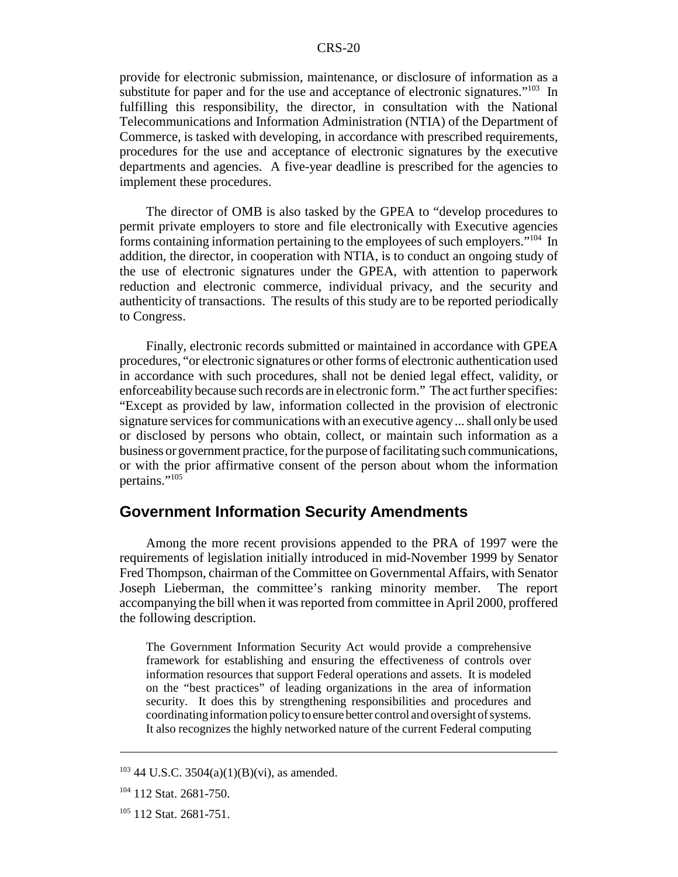provide for electronic submission, maintenance, or disclosure of information as a substitute for paper and for the use and acceptance of electronic signatures."[103] In fulfilling this responsibility, the director, in consultation with the National Telecommunications and Information Administration (NTIA) of the Department of Commerce, is tasked with developing, in accordance with prescribed requirements, procedures for the use and acceptance of electronic signatures by the executive departments and agencies. A five-year deadline is prescribed for the agencies to implement these procedures.

The director of OMB is also tasked by the GPEA to "develop procedures to permit private employers to store and file electronically with Executive agencies forms containing information pertaining to the employees of such employers."[104] In addition, the director, in cooperation with NTIA, is to conduct an ongoing study of the use of electronic signatures under the GPEA, with attention to paperwork reduction and electronic commerce, individual privacy, and the security and authenticity of transactions. The results of this study are to be reported periodically to Congress.

Finally, electronic records submitted or maintained in accordance with GPEA procedures, "or electronic signatures or other forms of electronic authentication used in accordance with such procedures, shall not be denied legal effect, validity, or enforceability because such records are in electronic form." The act further specifies: "Except as provided by law, information collected in the provision of electronic signature services for communications with an executive agency ... shall only be used or disclosed by persons who obtain, collect, or maintain such information as a business or government practice, for the purpose of facilitating such communications, or with the prior affirmative consent of the person about whom the information pertains."[105]

## Government Information Security Amendments

Among the more recent provisions appended to the PRA of 1997 were the requirements of legislation initially introduced in mid-November 1999 by Senator Fred Thompson, chairman of the Committee on Governmental Affairs, with Senator Joseph Lieberman, the committee's ranking minority member. The report accompanying the bill when it was reported from committee in April 2000, proffered the following description.

> The Government Information Security Act would provide a comprehensive framework for establishing and ensuring the effectiveness of controls over information resources that support Federal operations and assets. It is modeled on the "best practices" of leading organizations in the area of information security. It does this by strengthening responsibilities and procedures and coordinating information policy to ensure better control and oversight of systems. It also recognizes the highly networked nature of the current Federal computing

---

[103] 44 U.S.C. 3504(a)(1)(B)(vi), as amended.

[104] 112 Stat. 2681-750.

[105] 112 Stat. 2681-751.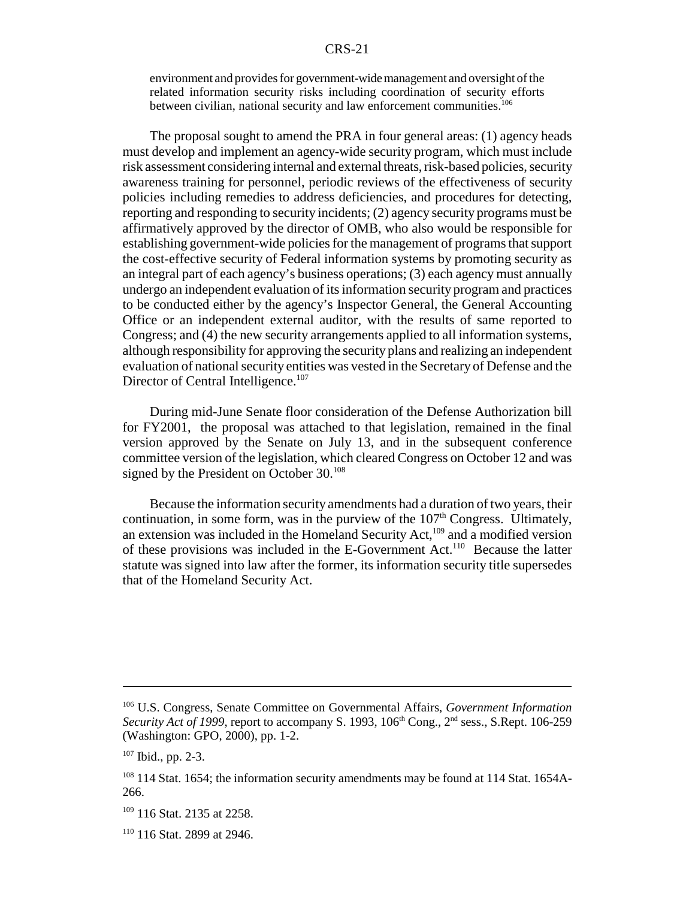environment and provides for government-wide management and oversight of the related information security risks including coordination of security efforts between civilian, national security and law enforcement communities.[106]

The proposal sought to amend the PRA in four general areas: (1) agency heads must develop and implement an agency-wide security program, which must include risk assessment considering internal and external threats, risk-based policies, security awareness training for personnel, periodic reviews of the effectiveness of security policies including remedies to address deficiencies, and procedures for detecting, reporting and responding to security incidents; (2) agency security programs must be affirmatively approved by the director of OMB, who also would be responsible for establishing government-wide policies for the management of programs that support the cost-effective security of Federal information systems by promoting security as an integral part of each agency's business operations; (3) each agency must annually undergo an independent evaluation of its information security program and practices to be conducted either by the agency's Inspector General, the General Accounting Office or an independent external auditor, with the results of same reported to Congress; and (4) the new security arrangements applied to all information systems, although responsibility for approving the security plans and realizing an independent evaluation of national security entities was vested in the Secretary of Defense and the Director of Central Intelligence.[107]

During mid-June Senate floor consideration of the Defense Authorization bill for FY2001, the proposal was attached to that legislation, remained in the final version approved by the Senate on July 13, and in the subsequent conference committee version of the legislation, which cleared Congress on October 12 and was signed by the President on October 30.[108]

Because the information security amendments had a duration of two years, their continuation, in some form, was in the purview of the 107th Congress. Ultimately, an extension was included in the Homeland Security Act,[109] and a modified version of these provisions was included in the E-Government Act.[110] Because the latter statute was signed into law after the former, its information security title supersedes that of the Homeland Security Act.

---

[106] U.S. Congress, Senate Committee on Governmental Affairs, *Government Information Security Act of 1999*, report to accompany S. 1993, 106th Cong., 2nd sess., S.Rept. 106-259 (Washington: GPO, 2000), pp. 1-2.

[107] Ibid., pp. 2-3.

[108] 114 Stat. 1654; the information security amendments may be found at 114 Stat. 1654A-266.

[109] 116 Stat. 2135 at 2258.

[110] 116 Stat. 2899 at 2946.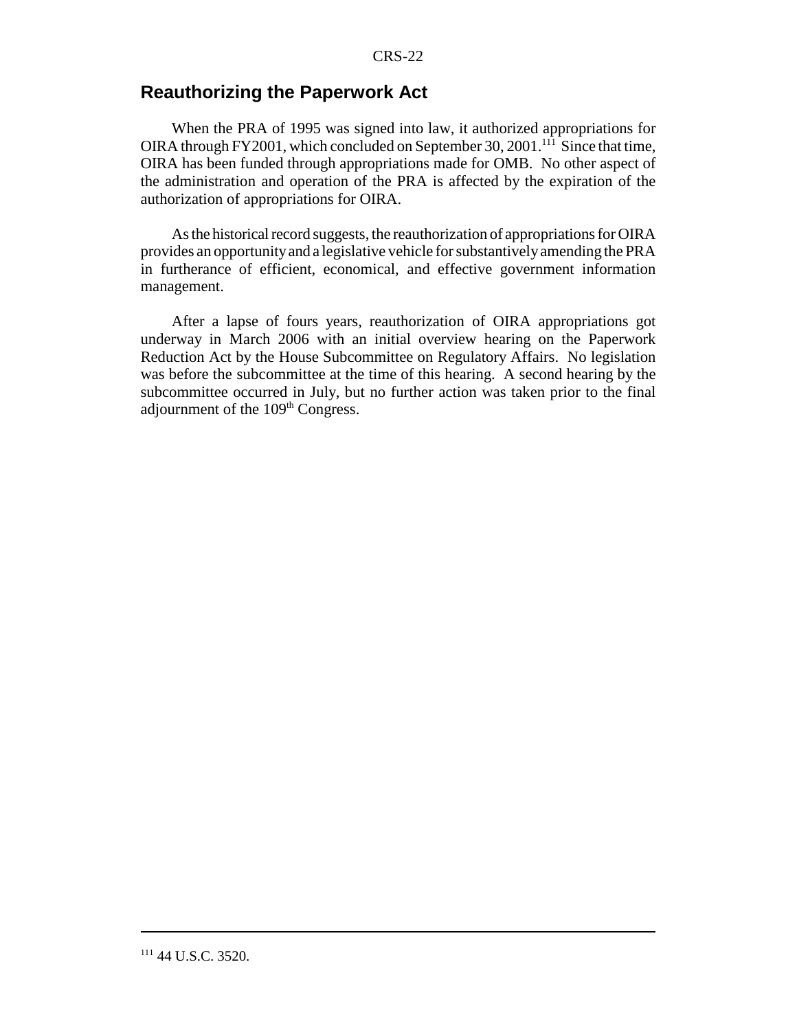## Reauthorizing the Paperwork Act

When the PRA of 1995 was signed into law, it authorized appropriations for OIRA through FY2001, which concluded on September 30, 2001.[111] Since that time, OIRA has been funded through appropriations made for OMB. No other aspect of the administration and operation of the PRA is affected by the expiration of the authorization of appropriations for OIRA.

As the historical record suggests, the reauthorization of appropriations for OIRA provides an opportunity and a legislative vehicle for substantively amending the PRA in furtherance of efficient, economical, and effective government information management.

After a lapse of fours years, reauthorization of OIRA appropriations got underway in March 2006 with an initial overview hearing on the Paperwork Reduction Act by the House Subcommittee on Regulatory Affairs. No legislation was before the subcommittee at the time of this hearing. A second hearing by the subcommittee occurred in July, but no further action was taken prior to the final adjournment of the 109th Congress.

---

[111] 44 U.S.C. 3520.